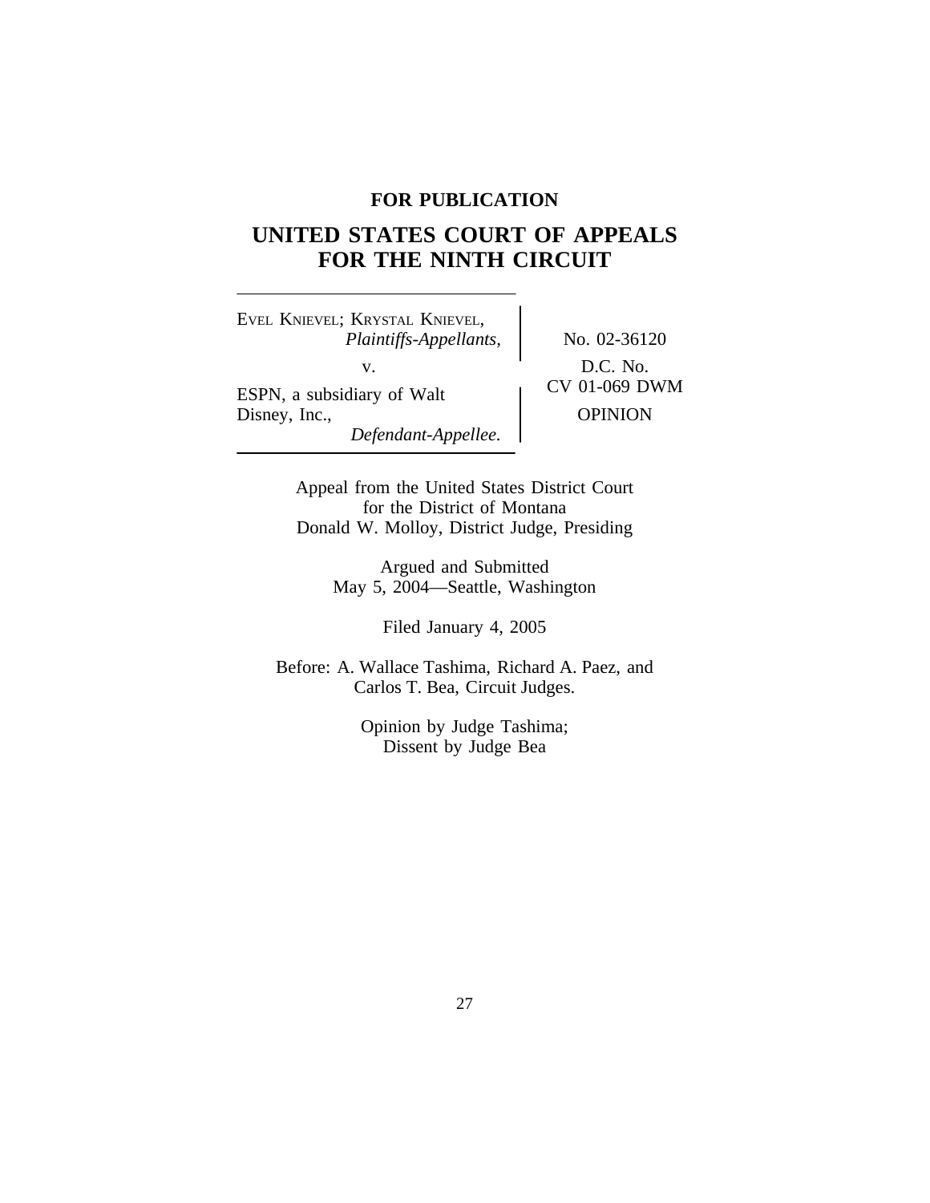**FOR PUBLICATION**

# UNITED STATES COURT OF APPEALS FOR THE NINTH CIRCUIT

EVEL KNIEVEL; KRYSTAL KNIEVEL,
*Plaintiffs-Appellants,*

v.

ESPN, a subsidiary of Walt Disney, Inc.,
*Defendant-Appellee.*

No. 02-36120

D.C. No. CV 01-069 DWM

OPINION

Appeal from the United States District Court
for the District of Montana
Donald W. Molloy, District Judge, Presiding

Argued and Submitted
May 5, 2004—Seattle, Washington

Filed January 4, 2005

Before: A. Wallace Tashima, Richard A. Paez, and
Carlos T. Bea, Circuit Judges.

Opinion by Judge Tashima;
Dissent by Judge Bea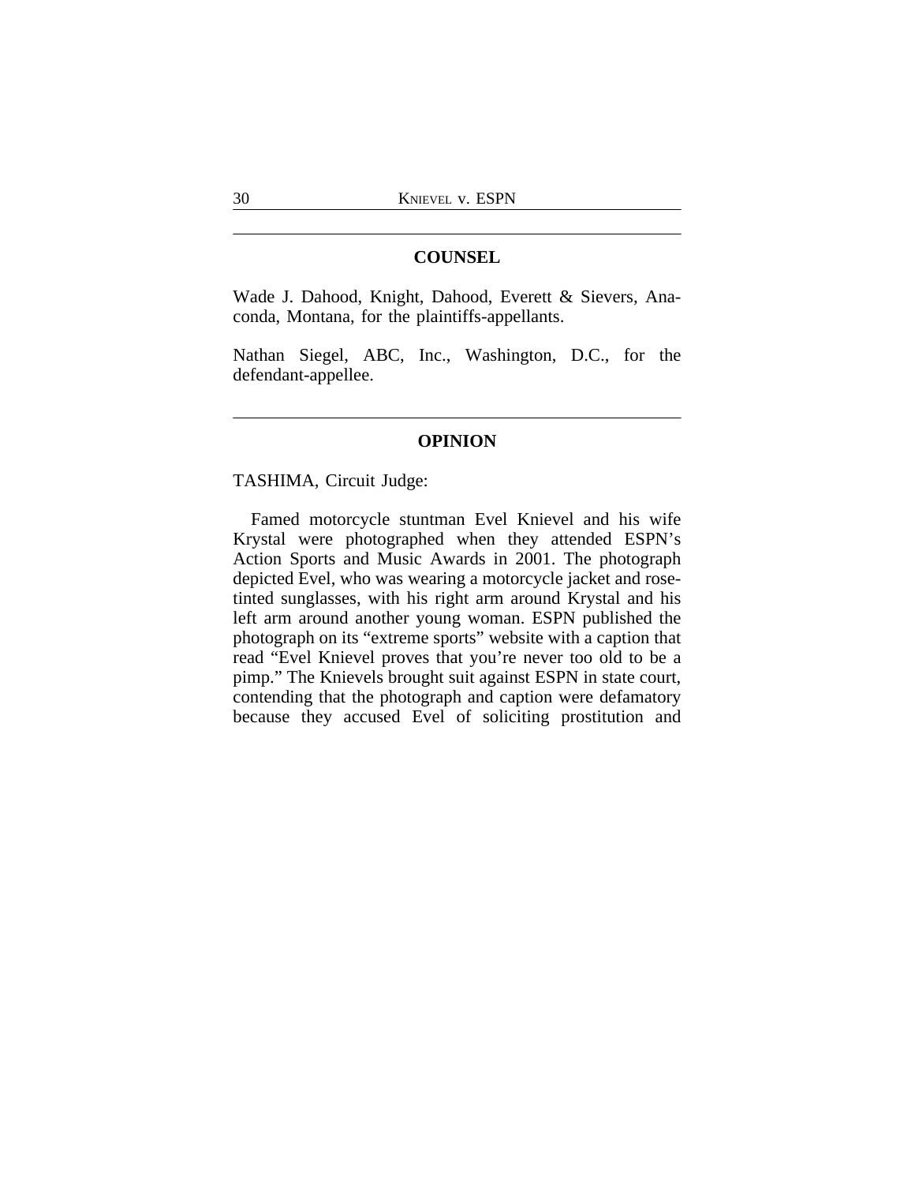## COUNSEL

Wade J. Dahood, Knight, Dahood, Everett & Sievers, Anaconda, Montana, for the plaintiffs-appellants.

Nathan Siegel, ABC, Inc., Washington, D.C., for the defendant-appellee.

## OPINION

TASHIMA, Circuit Judge:

Famed motorcycle stuntman Evel Knievel and his wife Krystal were photographed when they attended ESPN's Action Sports and Music Awards in 2001. The photograph depicted Evel, who was wearing a motorcycle jacket and rose-tinted sunglasses, with his right arm around Krystal and his left arm around another young woman. ESPN published the photograph on its "extreme sports" website with a caption that read "Evel Knievel proves that you're never too old to be a pimp." The Knievels brought suit against ESPN in state court, contending that the photograph and caption were defamatory because they accused Evel of soliciting prostitution and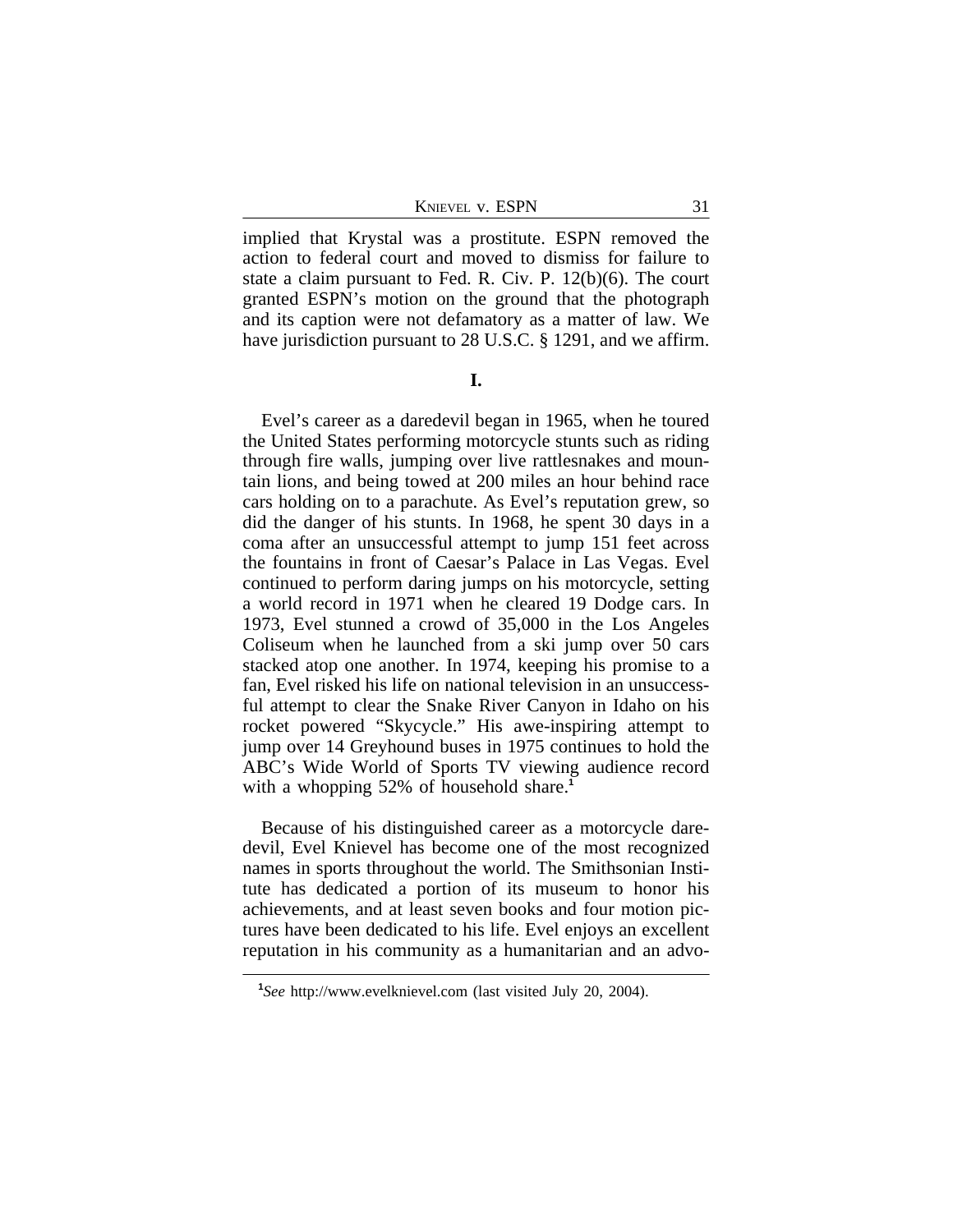implied that Krystal was a prostitute. ESPN removed the action to federal court and moved to dismiss for failure to state a claim pursuant to Fed. R. Civ. P. 12(b)(6). The court granted ESPN's motion on the ground that the photograph and its caption were not defamatory as a matter of law. We have jurisdiction pursuant to 28 U.S.C. § 1291, and we affirm.

## I.

Evel's career as a daredevil began in 1965, when he toured the United States performing motorcycle stunts such as riding through fire walls, jumping over live rattlesnakes and mountain lions, and being towed at 200 miles an hour behind race cars holding on to a parachute. As Evel's reputation grew, so did the danger of his stunts. In 1968, he spent 30 days in a coma after an unsuccessful attempt to jump 151 feet across the fountains in front of Caesar's Palace in Las Vegas. Evel continued to perform daring jumps on his motorcycle, setting a world record in 1971 when he cleared 19 Dodge cars. In 1973, Evel stunned a crowd of 35,000 in the Los Angeles Coliseum when he launched from a ski jump over 50 cars stacked atop one another. In 1974, keeping his promise to a fan, Evel risked his life on national television in an unsuccessful attempt to clear the Snake River Canyon in Idaho on his rocket powered "Skycycle." His awe-inspiring attempt to jump over 14 Greyhound buses in 1975 continues to hold the ABC's Wide World of Sports TV viewing audience record with a whopping 52% of household share.[1]

Because of his distinguished career as a motorcycle daredevil, Evel Knievel has become one of the most recognized names in sports throughout the world. The Smithsonian Institute has dedicated a portion of its museum to honor his achievements, and at least seven books and four motion pictures have been dedicated to his life. Evel enjoys an excellent reputation in his community as a humanitarian and an advo-

[1] *See* http://www.evelknievel.com (last visited July 20, 2004).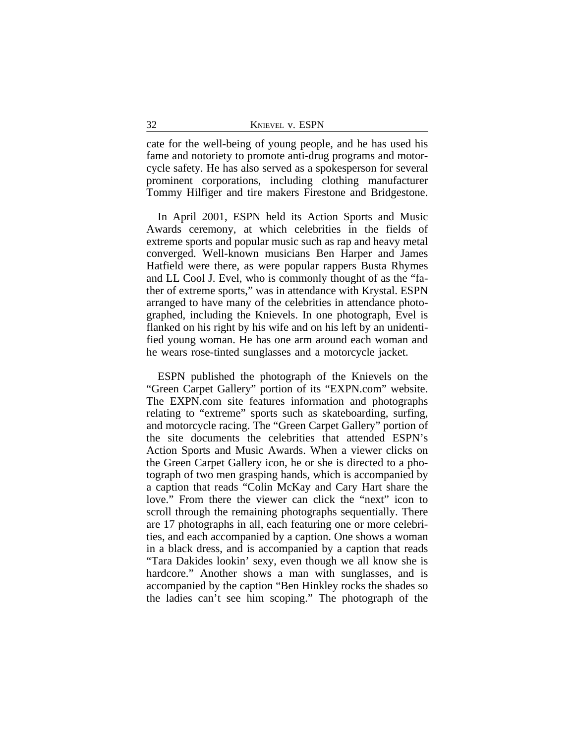cate for the well-being of young people, and he has used his fame and notoriety to promote anti-drug programs and motorcycle safety. He has also served as a spokesperson for several prominent corporations, including clothing manufacturer Tommy Hilfiger and tire makers Firestone and Bridgestone.

In April 2001, ESPN held its Action Sports and Music Awards ceremony, at which celebrities in the fields of extreme sports and popular music such as rap and heavy metal converged. Well-known musicians Ben Harper and James Hatfield were there, as were popular rappers Busta Rhymes and LL Cool J. Evel, who is commonly thought of as the "father of extreme sports," was in attendance with Krystal. ESPN arranged to have many of the celebrities in attendance photographed, including the Knievels. In one photograph, Evel is flanked on his right by his wife and on his left by an unidentified young woman. He has one arm around each woman and he wears rose-tinted sunglasses and a motorcycle jacket.

ESPN published the photograph of the Knievels on the "Green Carpet Gallery" portion of its "EXPN.com" website. The EXPN.com site features information and photographs relating to "extreme" sports such as skateboarding, surfing, and motorcycle racing. The "Green Carpet Gallery" portion of the site documents the celebrities that attended ESPN's Action Sports and Music Awards. When a viewer clicks on the Green Carpet Gallery icon, he or she is directed to a photograph of two men grasping hands, which is accompanied by a caption that reads "Colin McKay and Cary Hart share the love." From there the viewer can click the "next" icon to scroll through the remaining photographs sequentially. There are 17 photographs in all, each featuring one or more celebrities, and each accompanied by a caption. One shows a woman in a black dress, and is accompanied by a caption that reads "Tara Dakides lookin' sexy, even though we all know she is hardcore." Another shows a man with sunglasses, and is accompanied by the caption "Ben Hinkley rocks the shades so the ladies can't see him scoping." The photograph of the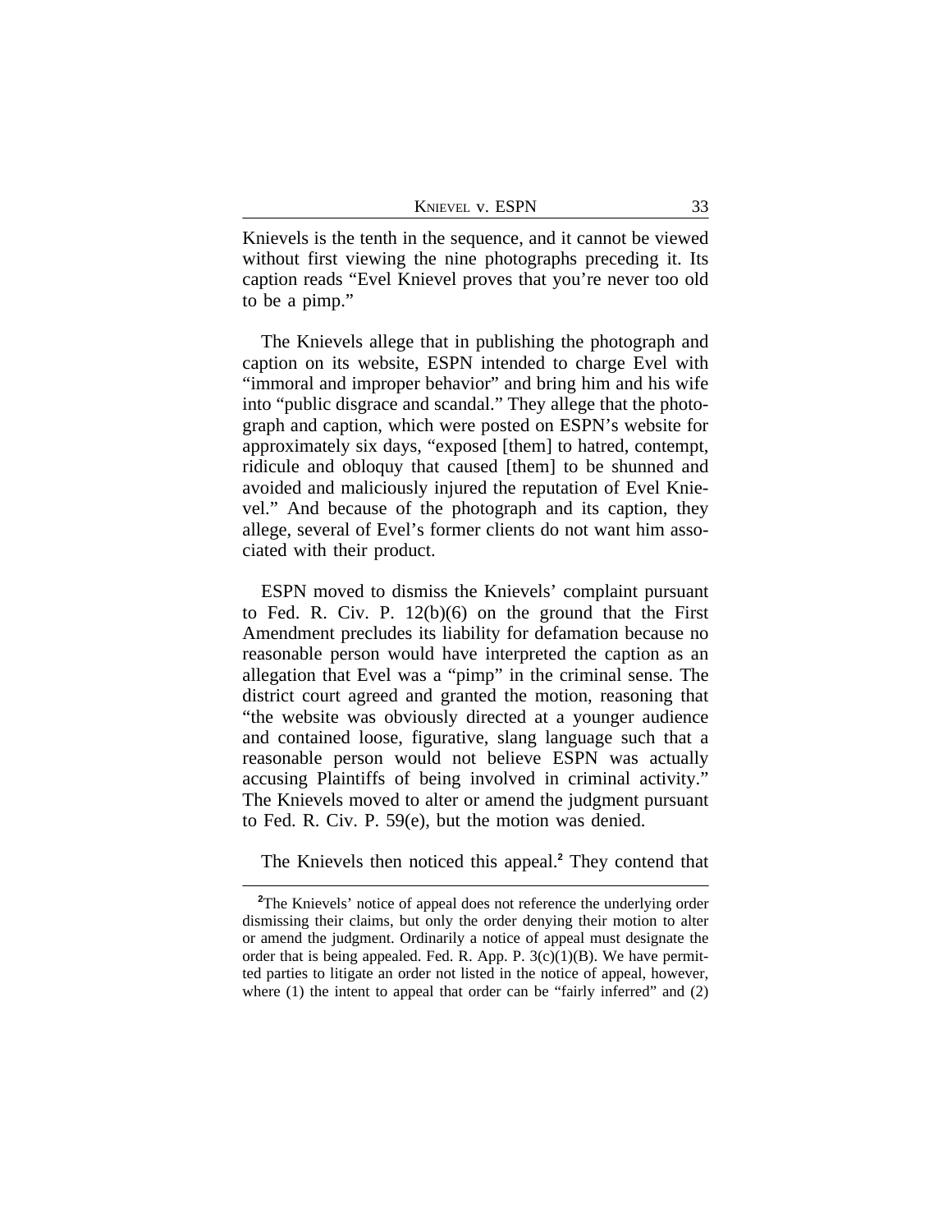Knievels is the tenth in the sequence, and it cannot be viewed without first viewing the nine photographs preceding it. Its caption reads "Evel Knievel proves that you're never too old to be a pimp."

The Knievels allege that in publishing the photograph and caption on its website, ESPN intended to charge Evel with "immoral and improper behavior" and bring him and his wife into "public disgrace and scandal." They allege that the photograph and caption, which were posted on ESPN's website for approximately six days, "exposed [them] to hatred, contempt, ridicule and obloquy that caused [them] to be shunned and avoided and maliciously injured the reputation of Evel Knievel." And because of the photograph and its caption, they allege, several of Evel's former clients do not want him associated with their product.

ESPN moved to dismiss the Knievels' complaint pursuant to Fed. R. Civ. P. 12(b)(6) on the ground that the First Amendment precludes its liability for defamation because no reasonable person would have interpreted the caption as an allegation that Evel was a "pimp" in the criminal sense. The district court agreed and granted the motion, reasoning that "the website was obviously directed at a younger audience and contained loose, figurative, slang language such that a reasonable person would not believe ESPN was actually accusing Plaintiffs of being involved in criminal activity." The Knievels moved to alter or amend the judgment pursuant to Fed. R. Civ. P. 59(e), but the motion was denied.

The Knievels then noticed this appeal.[2] They contend that

---

[2]The Knievels' notice of appeal does not reference the underlying order dismissing their claims, but only the order denying their motion to alter or amend the judgment. Ordinarily a notice of appeal must designate the order that is being appealed. Fed. R. App. P. 3(c)(1)(B). We have permitted parties to litigate an order not listed in the notice of appeal, however, where (1) the intent to appeal that order can be "fairly inferred" and (2)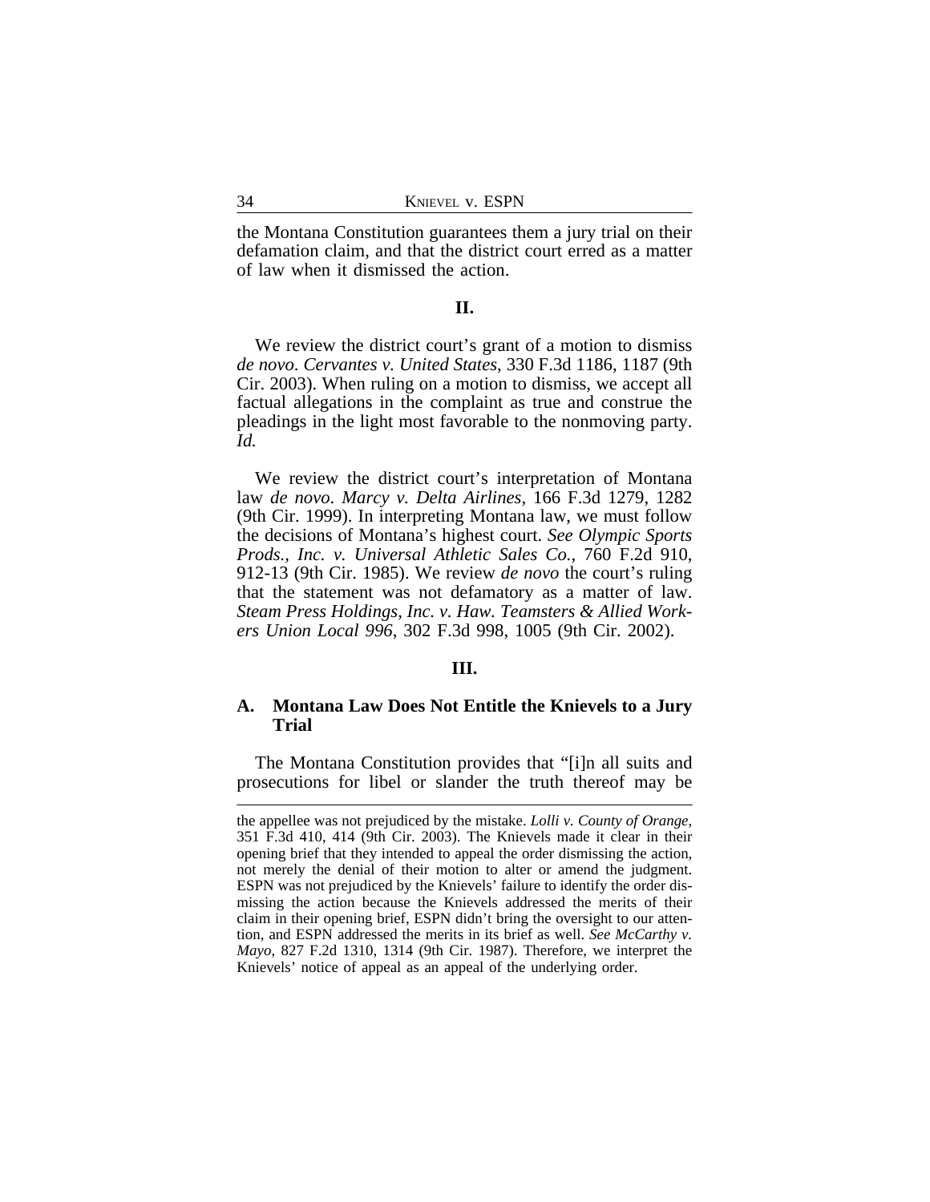the Montana Constitution guarantees them a jury trial on their defamation claim, and that the district court erred as a matter of law when it dismissed the action.

## II.

We review the district court's grant of a motion to dismiss *de novo*. *Cervantes v. United States*, 330 F.3d 1186, 1187 (9th Cir. 2003). When ruling on a motion to dismiss, we accept all factual allegations in the complaint as true and construe the pleadings in the light most favorable to the nonmoving party. *Id.*

We review the district court's interpretation of Montana law *de novo*. *Marcy v. Delta Airlines*, 166 F.3d 1279, 1282 (9th Cir. 1999). In interpreting Montana law, we must follow the decisions of Montana's highest court. *See Olympic Sports Prods., Inc. v. Universal Athletic Sales Co.*, 760 F.2d 910, 912-13 (9th Cir. 1985). We review *de novo* the court's ruling that the statement was not defamatory as a matter of law. *Steam Press Holdings, Inc. v. Haw. Teamsters & Allied Workers Union Local 996*, 302 F.3d 998, 1005 (9th Cir. 2002).

## III.

### A. Montana Law Does Not Entitle the Knievels to a Jury Trial

The Montana Constitution provides that "[i]n all suits and prosecutions for libel or slander the truth thereof may be

---

the appellee was not prejudiced by the mistake. *Lolli v. County of Orange*, 351 F.3d 410, 414 (9th Cir. 2003). The Knievels made it clear in their opening brief that they intended to appeal the order dismissing the action, not merely the denial of their motion to alter or amend the judgment. ESPN was not prejudiced by the Knievels' failure to identify the order dismissing the action because the Knievels addressed the merits of their claim in their opening brief, ESPN didn't bring the oversight to our attention, and ESPN addressed the merits in its brief as well. *See McCarthy v. Mayo*, 827 F.2d 1310, 1314 (9th Cir. 1987). Therefore, we interpret the Knievels' notice of appeal as an appeal of the underlying order.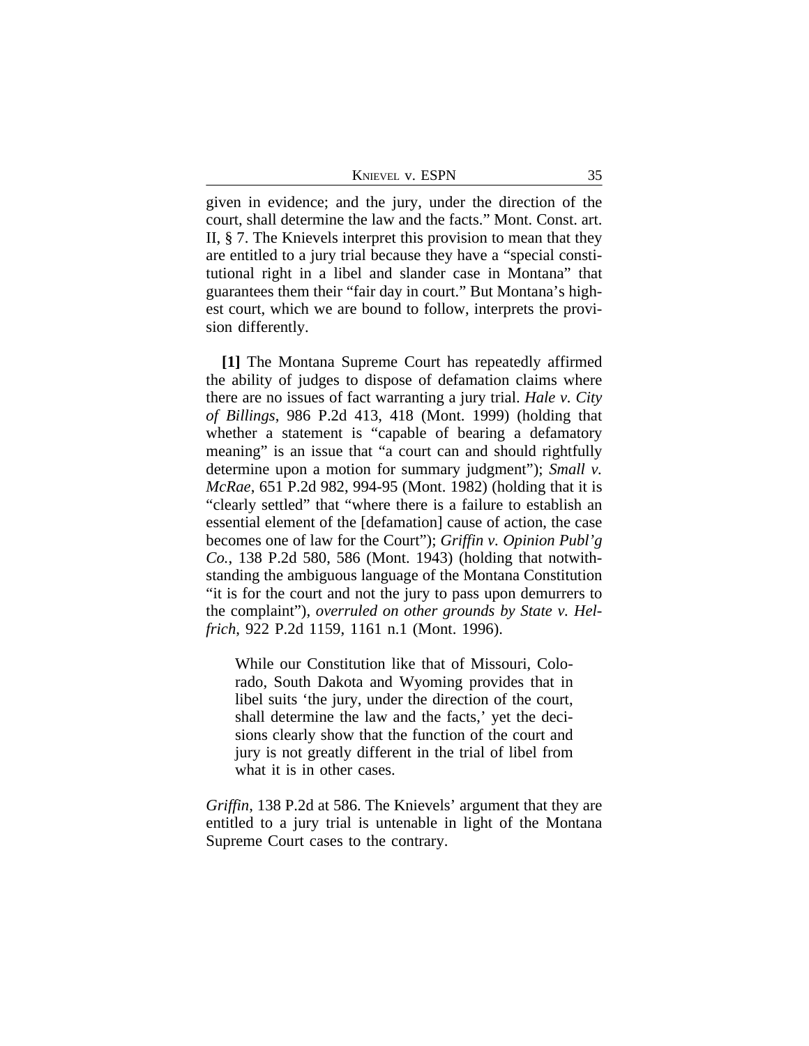given in evidence; and the jury, under the direction of the court, shall determine the law and the facts." Mont. Const. art. II, § 7. The Knievels interpret this provision to mean that they are entitled to a jury trial because they have a "special constitutional right in a libel and slander case in Montana" that guarantees them their "fair day in court." But Montana's highest court, which we are bound to follow, interprets the provision differently.

**[1]** The Montana Supreme Court has repeatedly affirmed the ability of judges to dispose of defamation claims where there are no issues of fact warranting a jury trial. *Hale v. City of Billings*, 986 P.2d 413, 418 (Mont. 1999) (holding that whether a statement is "capable of bearing a defamatory meaning" is an issue that "a court can and should rightfully determine upon a motion for summary judgment"); *Small v. McRae*, 651 P.2d 982, 994-95 (Mont. 1982) (holding that it is "clearly settled" that "where there is a failure to establish an essential element of the [defamation] cause of action, the case becomes one of law for the Court"); *Griffin v. Opinion Publ'g Co.*, 138 P.2d 580, 586 (Mont. 1943) (holding that notwithstanding the ambiguous language of the Montana Constitution "it is for the court and not the jury to pass upon demurrers to the complaint"), *overruled on other grounds by State v. Helfrich*, 922 P.2d 1159, 1161 n.1 (Mont. 1996).

> While our Constitution like that of Missouri, Colorado, South Dakota and Wyoming provides that in libel suits 'the jury, under the direction of the court, shall determine the law and the facts,' yet the decisions clearly show that the function of the court and jury is not greatly different in the trial of libel from what it is in other cases.

*Griffin*, 138 P.2d at 586. The Knievels' argument that they are entitled to a jury trial is untenable in light of the Montana Supreme Court cases to the contrary.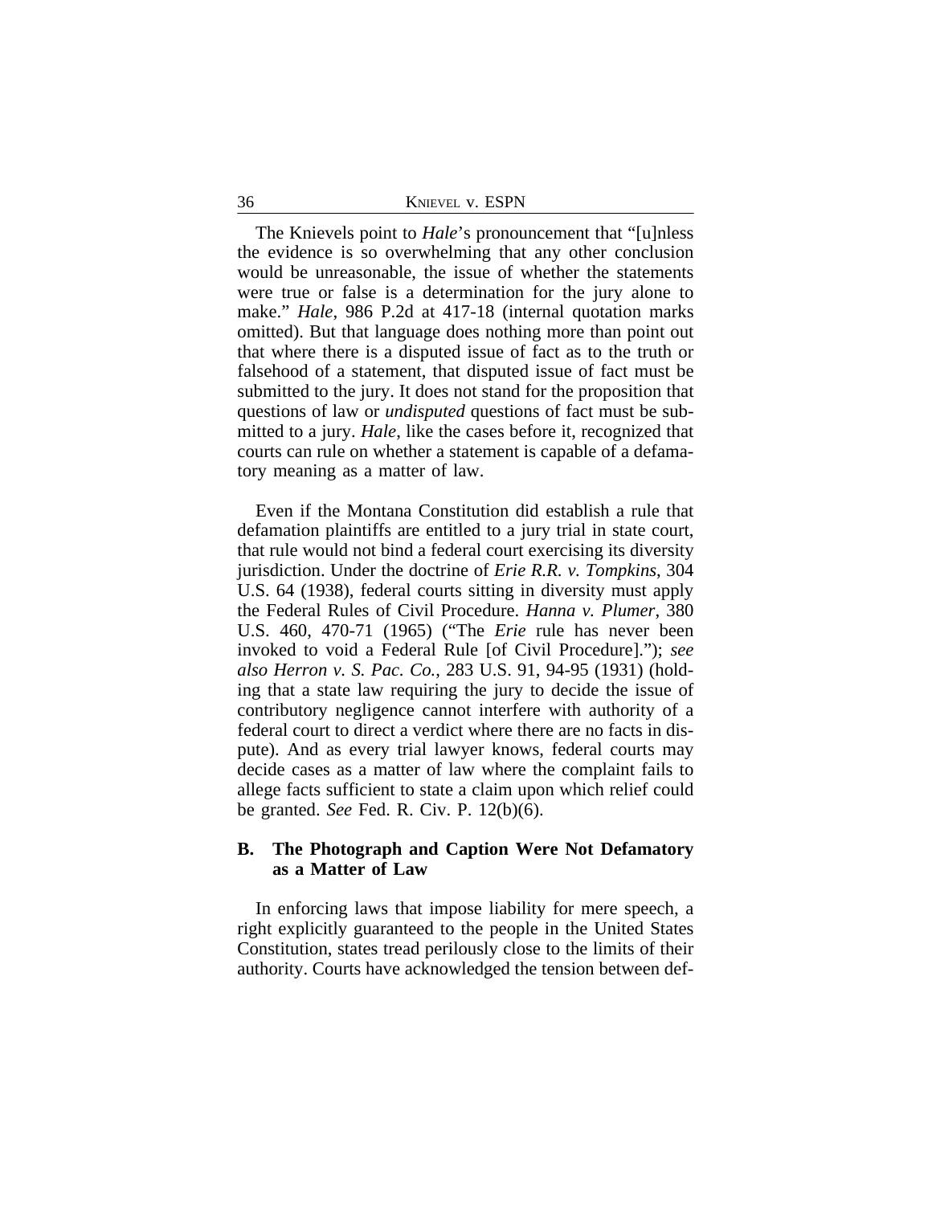The Knievels point to *Hale*'s pronouncement that "[u]nless the evidence is so overwhelming that any other conclusion would be unreasonable, the issue of whether the statements were true or false is a determination for the jury alone to make." *Hale*, 986 P.2d at 417-18 (internal quotation marks omitted). But that language does nothing more than point out that where there is a disputed issue of fact as to the truth or falsehood of a statement, that disputed issue of fact must be submitted to the jury. It does not stand for the proposition that questions of law or *undisputed* questions of fact must be submitted to a jury. *Hale*, like the cases before it, recognized that courts can rule on whether a statement is capable of a defamatory meaning as a matter of law.

Even if the Montana Constitution did establish a rule that defamation plaintiffs are entitled to a jury trial in state court, that rule would not bind a federal court exercising its diversity jurisdiction. Under the doctrine of *Erie R.R. v. Tompkins*, 304 U.S. 64 (1938), federal courts sitting in diversity must apply the Federal Rules of Civil Procedure. *Hanna v. Plumer*, 380 U.S. 460, 470-71 (1965) ("The *Erie* rule has never been invoked to void a Federal Rule [of Civil Procedure]."); *see also Herron v. S. Pac. Co.*, 283 U.S. 91, 94-95 (1931) (holding that a state law requiring the jury to decide the issue of contributory negligence cannot interfere with authority of a federal court to direct a verdict where there are no facts in dispute). And as every trial lawyer knows, federal courts may decide cases as a matter of law where the complaint fails to allege facts sufficient to state a claim upon which relief could be granted. *See* Fed. R. Civ. P. 12(b)(6).

### B. The Photograph and Caption Were Not Defamatory as a Matter of Law

In enforcing laws that impose liability for mere speech, a right explicitly guaranteed to the people in the United States Constitution, states tread perilously close to the limits of their authority. Courts have acknowledged the tension between def-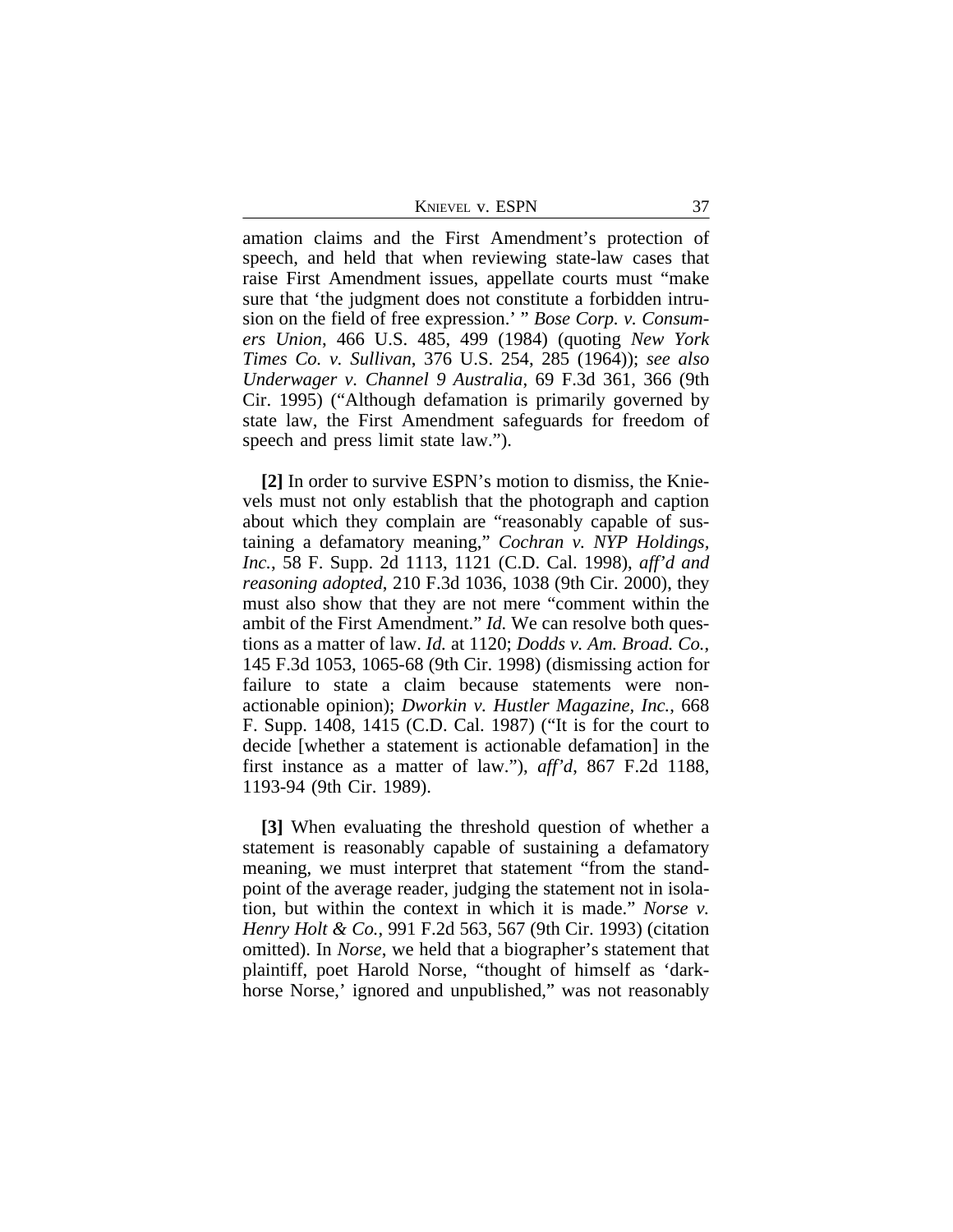amation claims and the First Amendment's protection of speech, and held that when reviewing state-law cases that raise First Amendment issues, appellate courts must "make sure that 'the judgment does not constitute a forbidden intrusion on the field of free expression.' " *Bose Corp. v. Consumers Union*, 466 U.S. 485, 499 (1984) (quoting *New York Times Co. v. Sullivan*, 376 U.S. 254, 285 (1964)); *see also Underwager v. Channel 9 Australia*, 69 F.3d 361, 366 (9th Cir. 1995) ("Although defamation is primarily governed by state law, the First Amendment safeguards for freedom of speech and press limit state law.").

**[2]** In order to survive ESPN's motion to dismiss, the Knievels must not only establish that the photograph and caption about which they complain are "reasonably capable of sustaining a defamatory meaning," *Cochran v. NYP Holdings, Inc.*, 58 F. Supp. 2d 1113, 1121 (C.D. Cal. 1998), *aff'd and reasoning adopted*, 210 F.3d 1036, 1038 (9th Cir. 2000), they must also show that they are not mere "comment within the ambit of the First Amendment." *Id.* We can resolve both questions as a matter of law. *Id.* at 1120; *Dodds v. Am. Broad. Co.*, 145 F.3d 1053, 1065-68 (9th Cir. 1998) (dismissing action for failure to state a claim because statements were non-actionable opinion); *Dworkin v. Hustler Magazine, Inc.*, 668 F. Supp. 1408, 1415 (C.D. Cal. 1987) ("It is for the court to decide [whether a statement is actionable defamation] in the first instance as a matter of law."), *aff'd*, 867 F.2d 1188, 1193-94 (9th Cir. 1989).

**[3]** When evaluating the threshold question of whether a statement is reasonably capable of sustaining a defamatory meaning, we must interpret that statement "from the standpoint of the average reader, judging the statement not in isolation, but within the context in which it is made." *Norse v. Henry Holt & Co.*, 991 F.2d 563, 567 (9th Cir. 1993) (citation omitted). In *Norse*, we held that a biographer's statement that plaintiff, poet Harold Norse, "thought of himself as 'darkhorse Norse,' ignored and unpublished," was not reasonably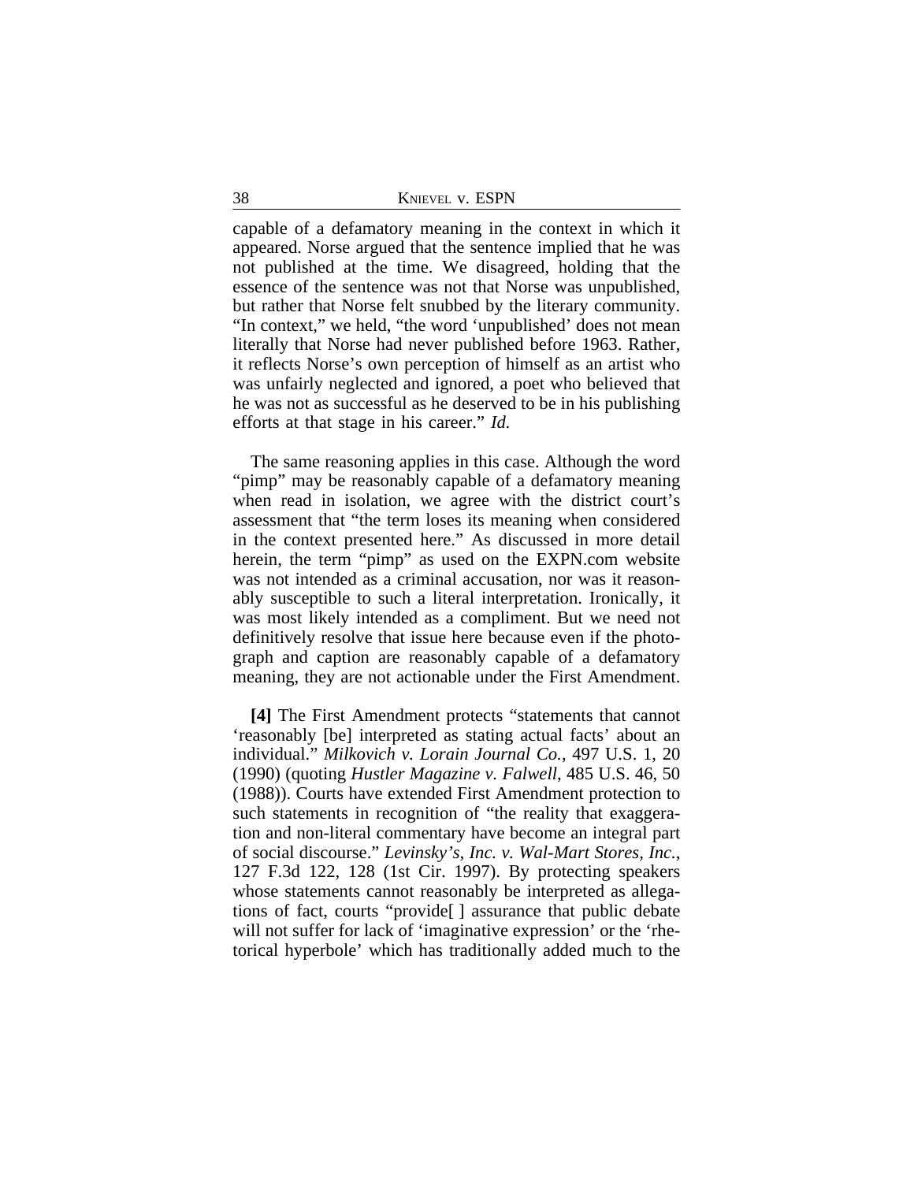capable of a defamatory meaning in the context in which it appeared. Norse argued that the sentence implied that he was not published at the time. We disagreed, holding that the essence of the sentence was not that Norse was unpublished, but rather that Norse felt snubbed by the literary community. "In context," we held, "the word 'unpublished' does not mean literally that Norse had never published before 1963. Rather, it reflects Norse's own perception of himself as an artist who was unfairly neglected and ignored, a poet who believed that he was not as successful as he deserved to be in his publishing efforts at that stage in his career." *Id.*

The same reasoning applies in this case. Although the word "pimp" may be reasonably capable of a defamatory meaning when read in isolation, we agree with the district court's assessment that "the term loses its meaning when considered in the context presented here." As discussed in more detail herein, the term "pimp" as used on the EXPN.com website was not intended as a criminal accusation, nor was it reasonably susceptible to such a literal interpretation. Ironically, it was most likely intended as a compliment. But we need not definitively resolve that issue here because even if the photograph and caption are reasonably capable of a defamatory meaning, they are not actionable under the First Amendment.

**[4]** The First Amendment protects "statements that cannot 'reasonably [be] interpreted as stating actual facts' about an individual." *Milkovich v. Lorain Journal Co.*, 497 U.S. 1, 20 (1990) (quoting *Hustler Magazine v. Falwell*, 485 U.S. 46, 50 (1988)). Courts have extended First Amendment protection to such statements in recognition of "the reality that exaggeration and non-literal commentary have become an integral part of social discourse." *Levinsky's, Inc. v. Wal-Mart Stores, Inc.*, 127 F.3d 122, 128 (1st Cir. 1997). By protecting speakers whose statements cannot reasonably be interpreted as allegations of fact, courts "provide[ ] assurance that public debate will not suffer for lack of 'imaginative expression' or the 'rhetorical hyperbole' which has traditionally added much to the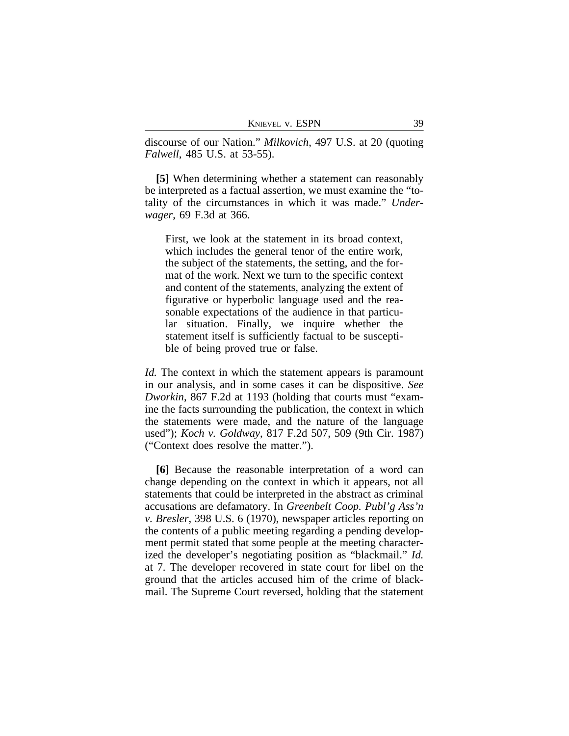discourse of our Nation." *Milkovich*, 497 U.S. at 20 (quoting *Falwell*, 485 U.S. at 53-55).

**[5]** When determining whether a statement can reasonably be interpreted as a factual assertion, we must examine the "totality of the circumstances in which it was made." *Underwager*, 69 F.3d at 366.

> First, we look at the statement in its broad context, which includes the general tenor of the entire work, the subject of the statements, the setting, and the format of the work. Next we turn to the specific context and content of the statements, analyzing the extent of figurative or hyperbolic language used and the reasonable expectations of the audience in that particular situation. Finally, we inquire whether the statement itself is sufficiently factual to be susceptible of being proved true or false.

*Id.* The context in which the statement appears is paramount in our analysis, and in some cases it can be dispositive. *See Dworkin*, 867 F.2d at 1193 (holding that courts must "examine the facts surrounding the publication, the context in which the statements were made, and the nature of the language used"); *Koch v. Goldway*, 817 F.2d 507, 509 (9th Cir. 1987) ("Context does resolve the matter.").

**[6]** Because the reasonable interpretation of a word can change depending on the context in which it appears, not all statements that could be interpreted in the abstract as criminal accusations are defamatory. In *Greenbelt Coop. Publ'g Ass'n v. Bresler*, 398 U.S. 6 (1970), newspaper articles reporting on the contents of a public meeting regarding a pending development permit stated that some people at the meeting characterized the developer's negotiating position as "blackmail." *Id.* at 7. The developer recovered in state court for libel on the ground that the articles accused him of the crime of blackmail. The Supreme Court reversed, holding that the statement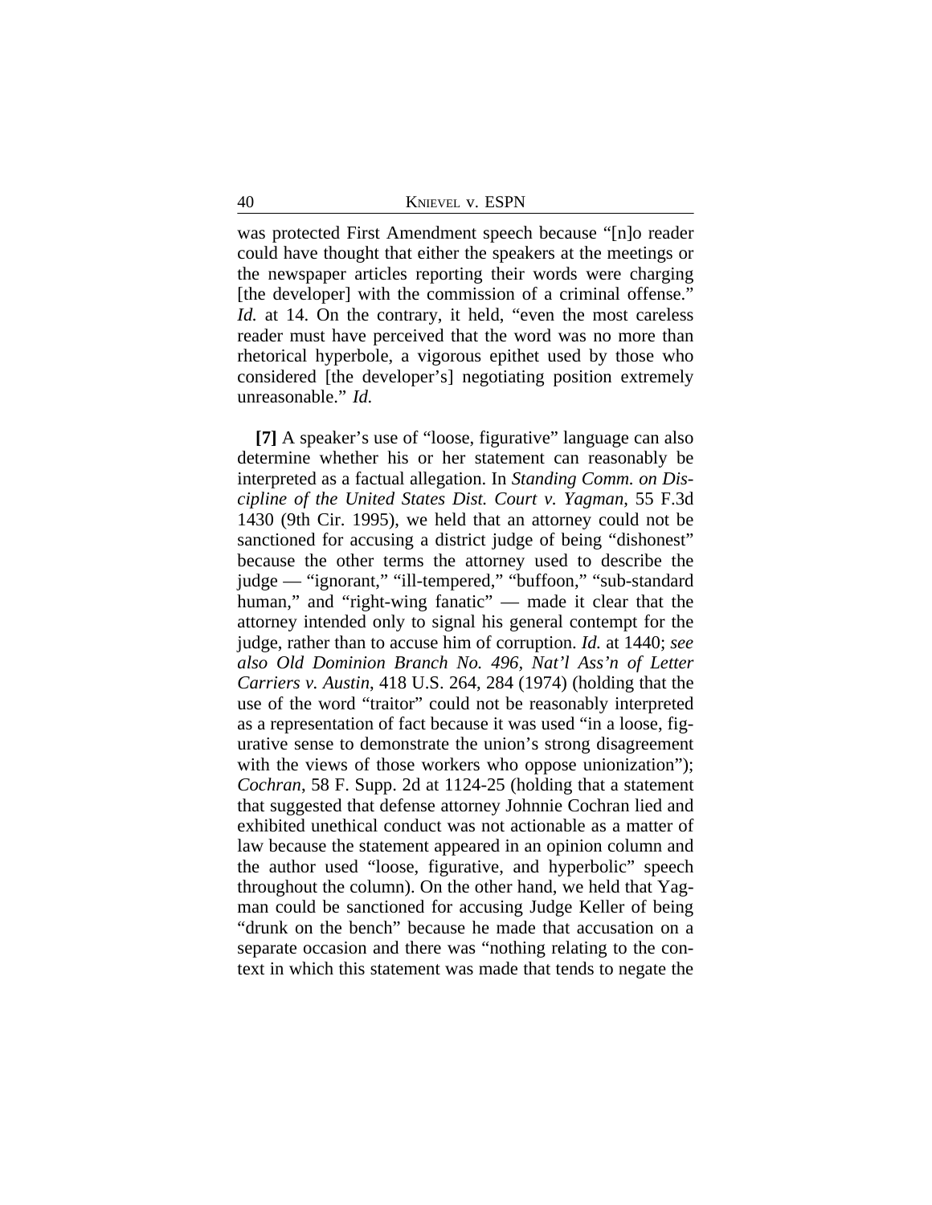was protected First Amendment speech because "[n]o reader could have thought that either the speakers at the meetings or the newspaper articles reporting their words were charging [the developer] with the commission of a criminal offense." *Id.* at 14. On the contrary, it held, "even the most careless reader must have perceived that the word was no more than rhetorical hyperbole, a vigorous epithet used by those who considered [the developer's] negotiating position extremely unreasonable." *Id.*

**[7]** A speaker's use of "loose, figurative" language can also determine whether his or her statement can reasonably be interpreted as a factual allegation. In *Standing Comm. on Discipline of the United States Dist. Court v. Yagman*, 55 F.3d 1430 (9th Cir. 1995), we held that an attorney could not be sanctioned for accusing a district judge of being "dishonest" because the other terms the attorney used to describe the judge — "ignorant," "ill-tempered," "buffoon," "sub-standard human," and "right-wing fanatic" — made it clear that the attorney intended only to signal his general contempt for the judge, rather than to accuse him of corruption. *Id.* at 1440; *see also Old Dominion Branch No. 496, Nat'l Ass'n of Letter Carriers v. Austin*, 418 U.S. 264, 284 (1974) (holding that the use of the word "traitor" could not be reasonably interpreted as a representation of fact because it was used "in a loose, figurative sense to demonstrate the union's strong disagreement with the views of those workers who oppose unionization"); *Cochran*, 58 F. Supp. 2d at 1124-25 (holding that a statement that suggested that defense attorney Johnnie Cochran lied and exhibited unethical conduct was not actionable as a matter of law because the statement appeared in an opinion column and the author used "loose, figurative, and hyperbolic" speech throughout the column). On the other hand, we held that Yagman could be sanctioned for accusing Judge Keller of being "drunk on the bench" because he made that accusation on a separate occasion and there was "nothing relating to the context in which this statement was made that tends to negate the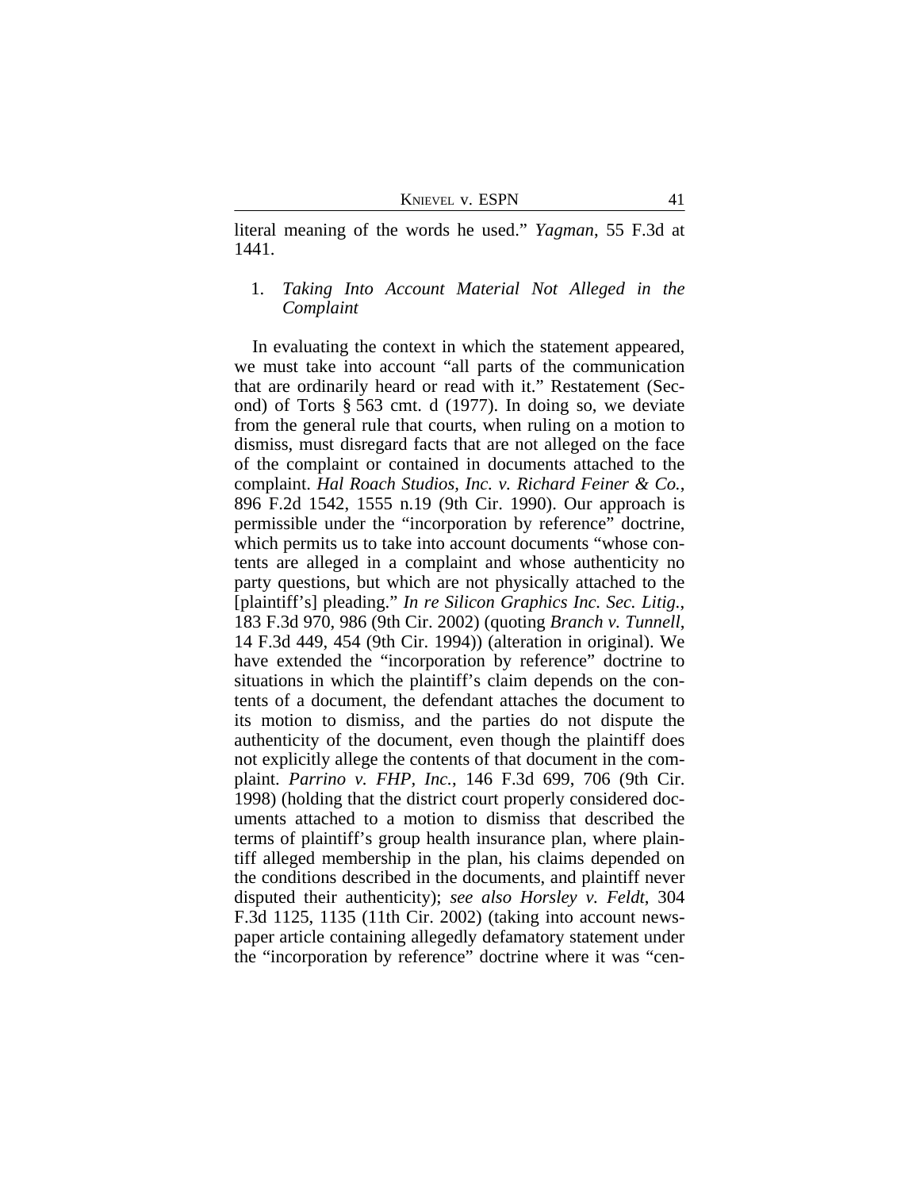literal meaning of the words he used." *Yagman*, 55 F.3d at 1441.

### 1. *Taking Into Account Material Not Alleged in the Complaint*

In evaluating the context in which the statement appeared, we must take into account "all parts of the communication that are ordinarily heard or read with it." Restatement (Second) of Torts § 563 cmt. d (1977). In doing so, we deviate from the general rule that courts, when ruling on a motion to dismiss, must disregard facts that are not alleged on the face of the complaint or contained in documents attached to the complaint. *Hal Roach Studios, Inc. v. Richard Feiner & Co.*, 896 F.2d 1542, 1555 n.19 (9th Cir. 1990). Our approach is permissible under the "incorporation by reference" doctrine, which permits us to take into account documents "whose contents are alleged in a complaint and whose authenticity no party questions, but which are not physically attached to the [plaintiff's] pleading." *In re Silicon Graphics Inc. Sec. Litig.*, 183 F.3d 970, 986 (9th Cir. 2002) (quoting *Branch v. Tunnell*, 14 F.3d 449, 454 (9th Cir. 1994)) (alteration in original). We have extended the "incorporation by reference" doctrine to situations in which the plaintiff's claim depends on the contents of a document, the defendant attaches the document to its motion to dismiss, and the parties do not dispute the authenticity of the document, even though the plaintiff does not explicitly allege the contents of that document in the complaint. *Parrino v. FHP, Inc.*, 146 F.3d 699, 706 (9th Cir. 1998) (holding that the district court properly considered documents attached to a motion to dismiss that described the terms of plaintiff's group health insurance plan, where plaintiff alleged membership in the plan, his claims depended on the conditions described in the documents, and plaintiff never disputed their authenticity); *see also Horsley v. Feldt*, 304 F.3d 1125, 1135 (11th Cir. 2002) (taking into account newspaper article containing allegedly defamatory statement under the "incorporation by reference" doctrine where it was "cen-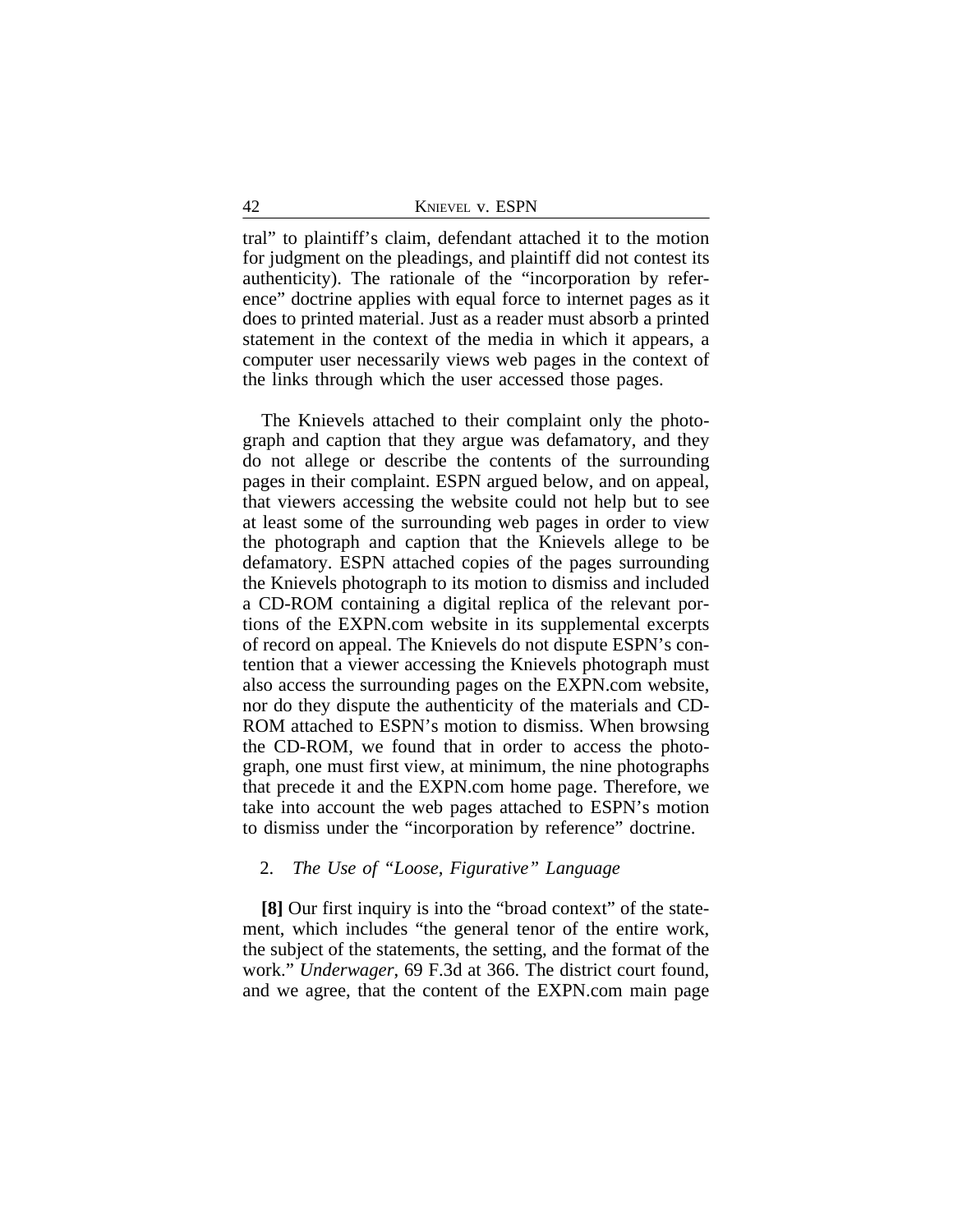tral" to plaintiff's claim, defendant attached it to the motion for judgment on the pleadings, and plaintiff did not contest its authenticity). The rationale of the "incorporation by reference" doctrine applies with equal force to internet pages as it does to printed material. Just as a reader must absorb a printed statement in the context of the media in which it appears, a computer user necessarily views web pages in the context of the links through which the user accessed those pages.

The Knievels attached to their complaint only the photograph and caption that they argue was defamatory, and they do not allege or describe the contents of the surrounding pages in their complaint. ESPN argued below, and on appeal, that viewers accessing the website could not help but to see at least some of the surrounding web pages in order to view the photograph and caption that the Knievels allege to be defamatory. ESPN attached copies of the pages surrounding the Knievels photograph to its motion to dismiss and included a CD-ROM containing a digital replica of the relevant portions of the EXPN.com website in its supplemental excerpts of record on appeal. The Knievels do not dispute ESPN's contention that a viewer accessing the Knievels photograph must also access the surrounding pages on the EXPN.com website, nor do they dispute the authenticity of the materials and CD-ROM attached to ESPN's motion to dismiss. When browsing the CD-ROM, we found that in order to access the photograph, one must first view, at minimum, the nine photographs that precede it and the EXPN.com home page. Therefore, we take into account the web pages attached to ESPN's motion to dismiss under the "incorporation by reference" doctrine.

2. *The Use of "Loose, Figurative" Language*

**[8]** Our first inquiry is into the "broad context" of the statement, which includes "the general tenor of the entire work, the subject of the statements, the setting, and the format of the work." *Underwager*, 69 F.3d at 366. The district court found, and we agree, that the content of the EXPN.com main page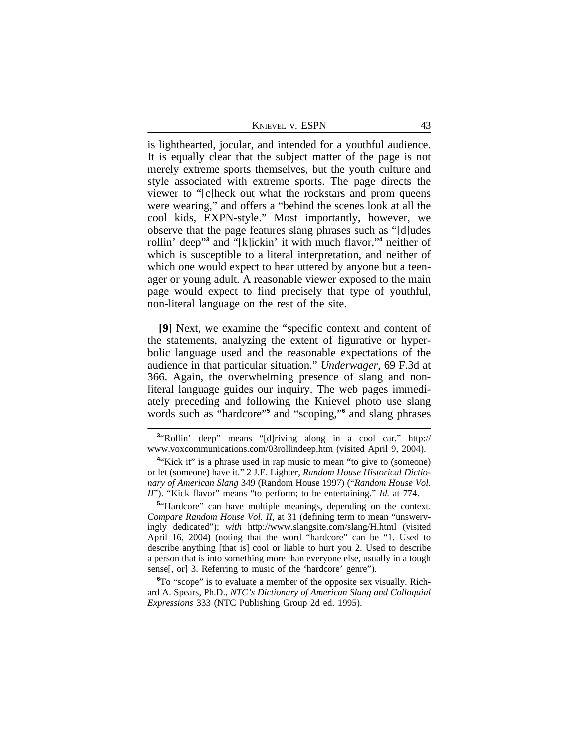is lighthearted, jocular, and intended for a youthful audience. It is equally clear that the subject matter of the page is not merely extreme sports themselves, but the youth culture and style associated with extreme sports. The page directs the viewer to "[c]heck out what the rockstars and prom queens were wearing," and offers a "behind the scenes look at all the cool kids, EXPN-style." Most importantly, however, we observe that the page features slang phrases such as "[d]udes rollin' deep"[3] and "[k]ickin' it with much flavor,"[4] neither of which is susceptible to a literal interpretation, and neither of which one would expect to hear uttered by anyone but a teenager or young adult. A reasonable viewer exposed to the main page would expect to find precisely that type of youthful, non-literal language on the rest of the site.

**[9]** Next, we examine the "specific context and content of the statements, analyzing the extent of figurative or hyperbolic language used and the reasonable expectations of the audience in that particular situation." *Underwager*, 69 F.3d at 366. Again, the overwhelming presence of slang and non-literal language guides our inquiry. The web pages immediately preceding and following the Knievel photo use slang words such as "hardcore"[5] and "scoping,"[6] and slang phrases

---

[3]"Rollin' deep" means "[d]riving along in a cool car." http://www.voxcommunications.com/03rollindeep.htm (visited April 9, 2004).

[4]"Kick it" is a phrase used in rap music to mean "to give to (someone) or let (someone) have it." 2 J.E. Lighter, *Random House Historical Dictionary of American Slang* 349 (Random House 1997) ("*Random House Vol. II*"). "Kick flavor" means "to perform; to be entertaining." *Id.* at 774.

[5]"Hardcore" can have multiple meanings, depending on the context. *Compare Random House Vol. II*, at 31 (defining term to mean "unswervingly dedicated"); *with* http://www.slangsite.com/slang/H.html (visited April 16, 2004) (noting that the word "hardcore" can be "1. Used to describe anything [that is] cool or liable to hurt you 2. Used to describe a person that is into something more than everyone else, usually in a tough sense[, or] 3. Referring to music of the 'hardcore' genre").

[6]To "scope" is to evaluate a member of the opposite sex visually. Richard A. Spears, Ph.D., *NTC's Dictionary of American Slang and Colloquial Expressions* 333 (NTC Publishing Group 2d ed. 1995).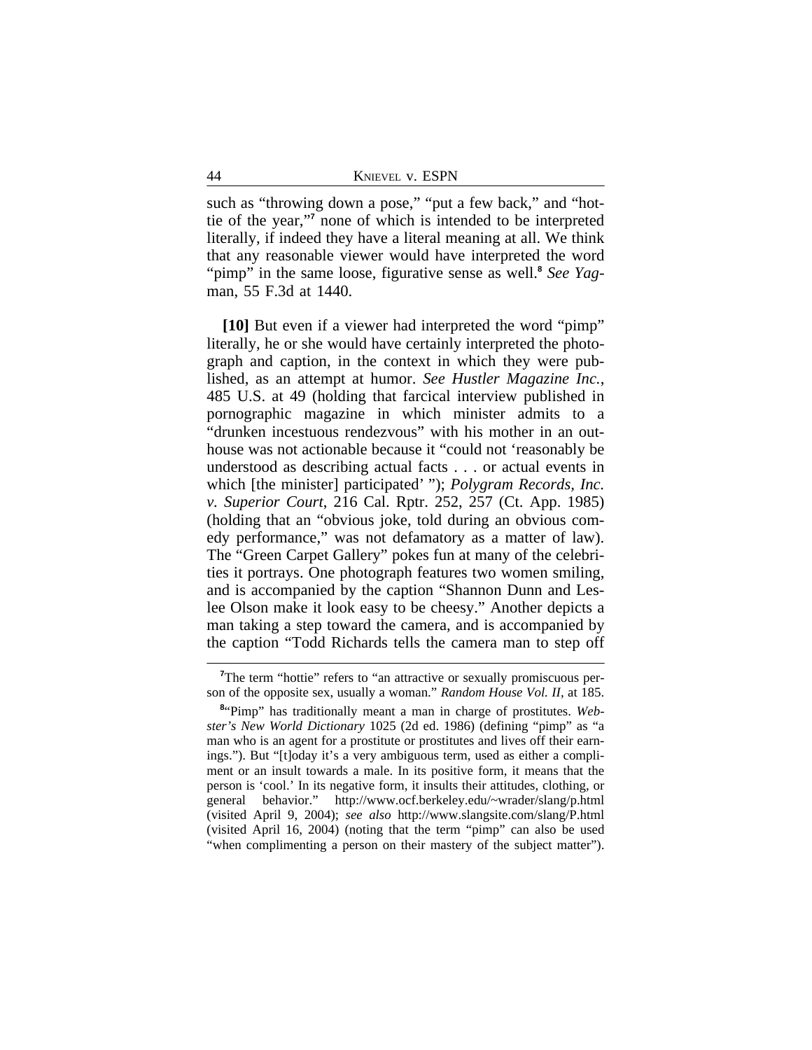such as "throwing down a pose," "put a few back," and "hottie of the year,"[7] none of which is intended to be interpreted literally, if indeed they have a literal meaning at all. We think that any reasonable viewer would have interpreted the word "pimp" in the same loose, figurative sense as well.[8] *See Yagman*, 55 F.3d at 1440.

**[10]** But even if a viewer had interpreted the word "pimp" literally, he or she would have certainly interpreted the photograph and caption, in the context in which they were published, as an attempt at humor. *See Hustler Magazine Inc.*, 485 U.S. at 49 (holding that farcical interview published in pornographic magazine in which minister admits to a "drunken incestuous rendezvous" with his mother in an outhouse was not actionable because it "could not 'reasonably be understood as describing actual facts . . . or actual events in which [the minister] participated' "); *Polygram Records, Inc. v. Superior Court*, 216 Cal. Rptr. 252, 257 (Ct. App. 1985) (holding that an "obvious joke, told during an obvious comedy performance," was not defamatory as a matter of law). The "Green Carpet Gallery" pokes fun at many of the celebrities it portrays. One photograph features two women smiling, and is accompanied by the caption "Shannon Dunn and Leslee Olson make it look easy to be cheesy." Another depicts a man taking a step toward the camera, and is accompanied by the caption "Todd Richards tells the camera man to step off

---

[7]The term "hottie" refers to "an attractive or sexually promiscuous person of the opposite sex, usually a woman." *Random House Vol. II*, at 185.

[8]"Pimp" has traditionally meant a man in charge of prostitutes. *Webster's New World Dictionary* 1025 (2d ed. 1986) (defining "pimp" as "a man who is an agent for a prostitute or prostitutes and lives off their earnings."). But "[t]oday it's a very ambiguous term, used as either a compliment or an insult towards a male. In its positive form, it means that the person is 'cool.' In its negative form, it insults their attitudes, clothing, or general behavior." http://www.ocf.berkeley.edu/~wrader/slang/p.html (visited April 9, 2004); *see also* http://www.slangsite.com/slang/P.html (visited April 16, 2004) (noting that the term "pimp" can also be used "when complimenting a person on their mastery of the subject matter").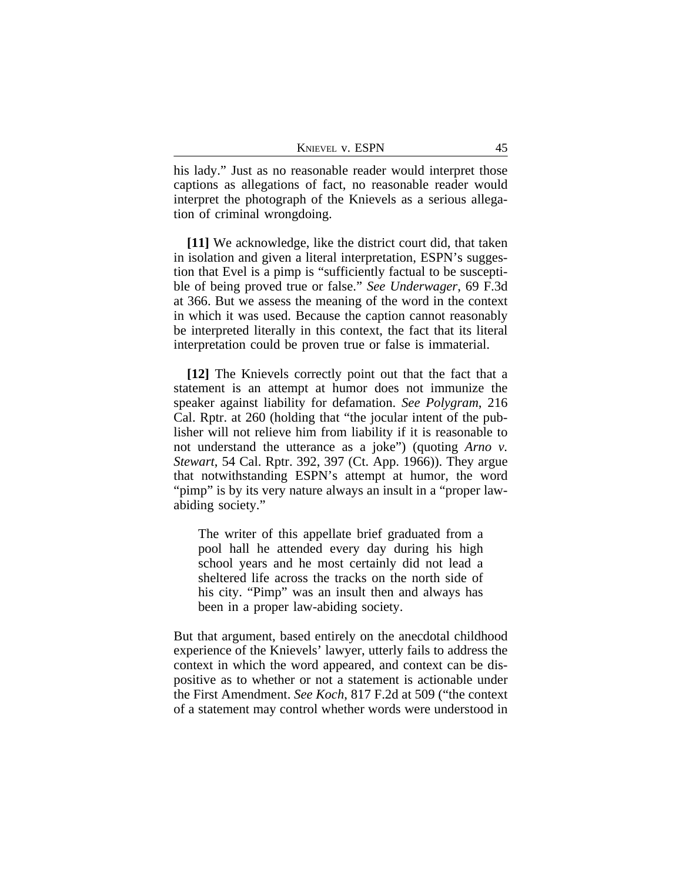his lady." Just as no reasonable reader would interpret those captions as allegations of fact, no reasonable reader would interpret the photograph of the Knievels as a serious allegation of criminal wrongdoing.

**[11]** We acknowledge, like the district court did, that taken in isolation and given a literal interpretation, ESPN's suggestion that Evel is a pimp is "sufficiently factual to be susceptible of being proved true or false." *See Underwager*, 69 F.3d at 366. But we assess the meaning of the word in the context in which it was used. Because the caption cannot reasonably be interpreted literally in this context, the fact that its literal interpretation could be proven true or false is immaterial.

**[12]** The Knievels correctly point out that the fact that a statement is an attempt at humor does not immunize the speaker against liability for defamation. *See Polygram*, 216 Cal. Rptr. at 260 (holding that "the jocular intent of the publisher will not relieve him from liability if it is reasonable to not understand the utterance as a joke") (quoting *Arno v. Stewart*, 54 Cal. Rptr. 392, 397 (Ct. App. 1966)). They argue that notwithstanding ESPN's attempt at humor, the word "pimp" is by its very nature always an insult in a "proper law-abiding society."

> The writer of this appellate brief graduated from a pool hall he attended every day during his high school years and he most certainly did not lead a sheltered life across the tracks on the north side of his city. "Pimp" was an insult then and always has been in a proper law-abiding society.

But that argument, based entirely on the anecdotal childhood experience of the Knievels' lawyer, utterly fails to address the context in which the word appeared, and context can be dispositive as to whether or not a statement is actionable under the First Amendment. *See Koch*, 817 F.2d at 509 ("the context of a statement may control whether words were understood in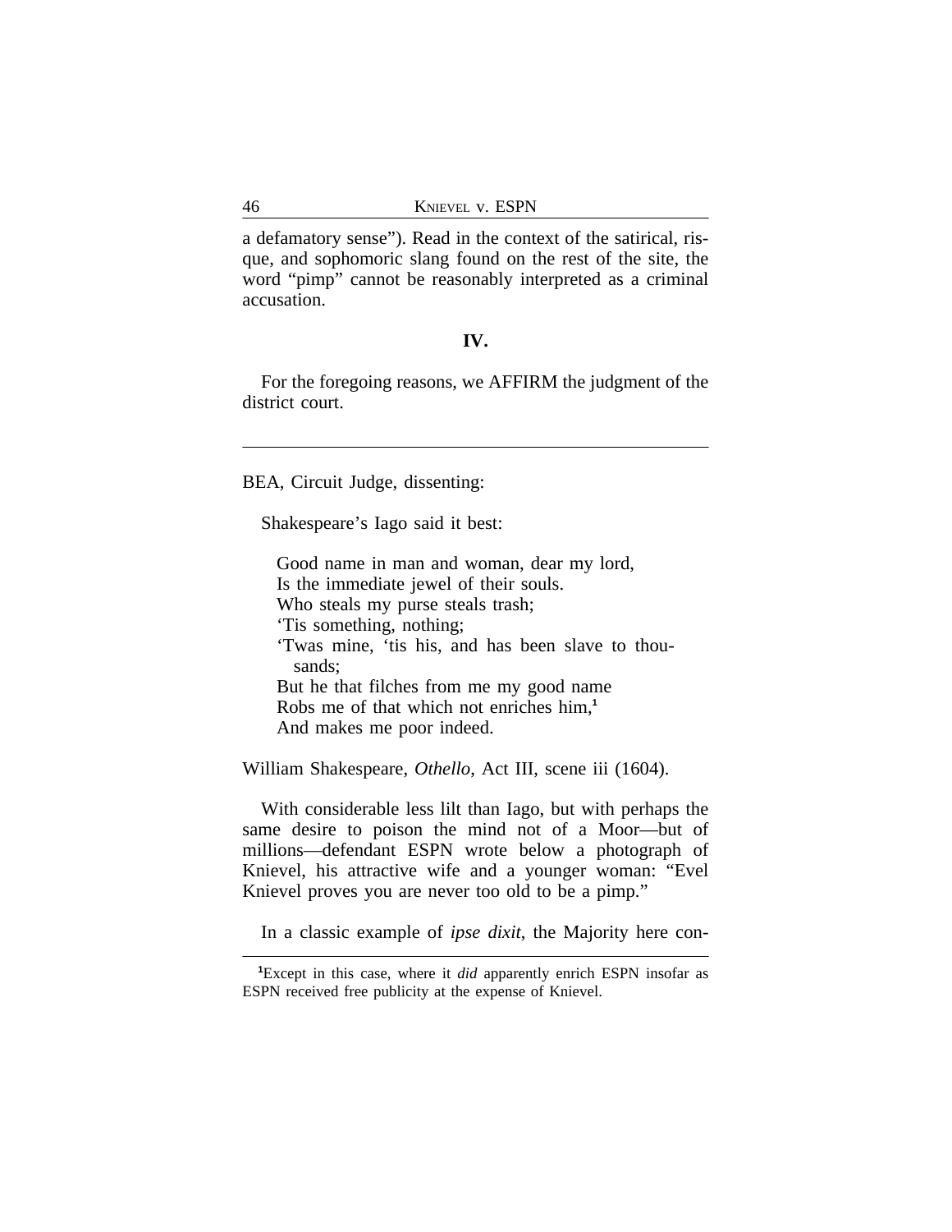a defamatory sense"). Read in the context of the satirical, risque, and sophomoric slang found on the rest of the site, the word "pimp" cannot be reasonably interpreted as a criminal accusation.

## IV.

For the foregoing reasons, we AFFIRM the judgment of the district court.

---

BEA, Circuit Judge, dissenting:

Shakespeare's Iago said it best:

> Good name in man and woman, dear my lord,
> Is the immediate jewel of their souls.
> Who steals my purse steals trash;
> 'Tis something, nothing;
> 'Twas mine, 'tis his, and has been slave to thousands;
> But he that filches from me my good name
> Robs me of that which not enriches him,[1]
> And makes me poor indeed.

William Shakespeare, *Othello*, Act III, scene iii (1604).

With considerable less lilt than Iago, but with perhaps the same desire to poison the mind not of a Moor—but of millions—defendant ESPN wrote below a photograph of Knievel, his attractive wife and a younger woman: "Evel Knievel proves you are never too old to be a pimp."

In a classic example of *ipse dixit*, the Majority here con-

---

[1] Except in this case, where it *did* apparently enrich ESPN insofar as ESPN received free publicity at the expense of Knievel.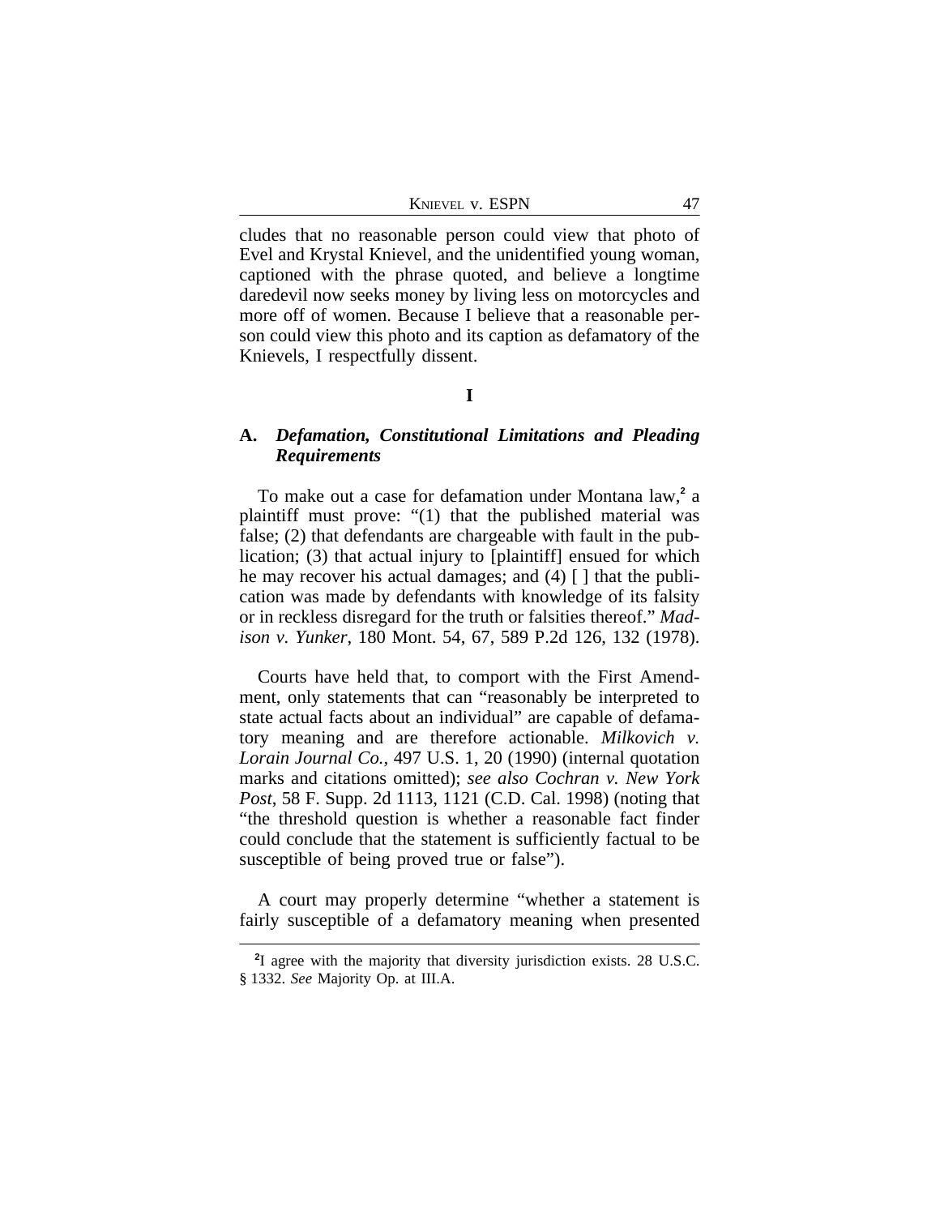cludes that no reasonable person could view that photo of Evel and Krystal Knievel, and the unidentified young woman, captioned with the phrase quoted, and believe a longtime daredevil now seeks money by living less on motorcycles and more off of women. Because I believe that a reasonable person could view this photo and its caption as defamatory of the Knievels, I respectfully dissent.

**I**

### A. *Defamation, Constitutional Limitations and Pleading Requirements*

To make out a case for defamation under Montana law,[2] a plaintiff must prove: "(1) that the published material was false; (2) that defendants are chargeable with fault in the publication; (3) that actual injury to [plaintiff] ensued for which he may recover his actual damages; and (4) [ ] that the publication was made by defendants with knowledge of its falsity or in reckless disregard for the truth or falsities thereof." *Madison v. Yunker*, 180 Mont. 54, 67, 589 P.2d 126, 132 (1978).

Courts have held that, to comport with the First Amendment, only statements that can "reasonably be interpreted to state actual facts about an individual" are capable of defamatory meaning and are therefore actionable. *Milkovich v. Lorain Journal Co.*, 497 U.S. 1, 20 (1990) (internal quotation marks and citations omitted); *see also Cochran v. New York Post*, 58 F. Supp. 2d 1113, 1121 (C.D. Cal. 1998) (noting that "the threshold question is whether a reasonable fact finder could conclude that the statement is sufficiently factual to be susceptible of being proved true or false").

A court may properly determine "whether a statement is fairly susceptible of a defamatory meaning when presented

[2] I agree with the majority that diversity jurisdiction exists. 28 U.S.C. § 1332. *See* Majority Op. at III.A.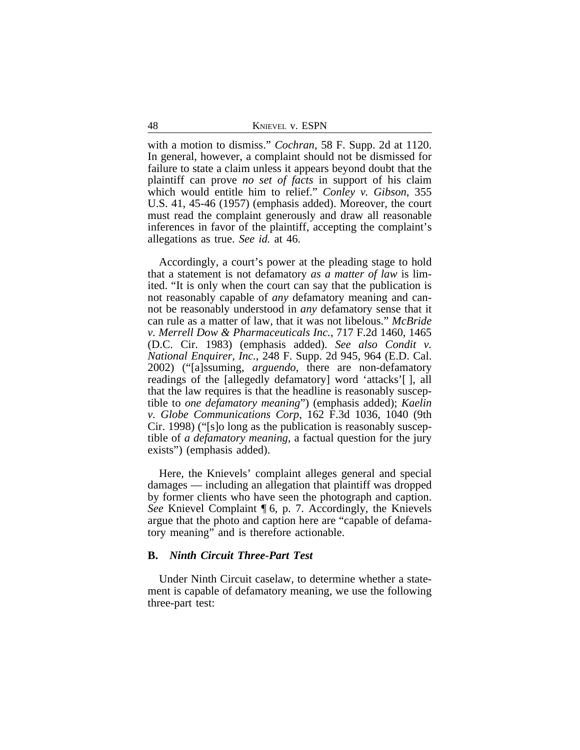with a motion to dismiss." *Cochran*, 58 F. Supp. 2d at 1120. In general, however, a complaint should not be dismissed for failure to state a claim unless it appears beyond doubt that the plaintiff can prove *no set of facts* in support of his claim which would entitle him to relief." *Conley v. Gibson*, 355 U.S. 41, 45-46 (1957) (emphasis added). Moreover, the court must read the complaint generously and draw all reasonable inferences in favor of the plaintiff, accepting the complaint's allegations as true. *See id.* at 46.

Accordingly, a court's power at the pleading stage to hold that a statement is not defamatory *as a matter of law* is limited. "It is only when the court can say that the publication is not reasonably capable of *any* defamatory meaning and cannot be reasonably understood in *any* defamatory sense that it can rule as a matter of law, that it was not libelous." *McBride v. Merrell Dow & Pharmaceuticals Inc.*, 717 F.2d 1460, 1465 (D.C. Cir. 1983) (emphasis added). *See also Condit v. National Enquirer, Inc.*, 248 F. Supp. 2d 945, 964 (E.D. Cal. 2002) ("[a]ssuming, *arguendo*, there are non-defamatory readings of the [allegedly defamatory] word 'attacks'[ ], all that the law requires is that the headline is reasonably susceptible to *one defamatory meaning*") (emphasis added); *Kaelin v. Globe Communications Corp*, 162 F.3d 1036, 1040 (9th Cir. 1998) ("[s]o long as the publication is reasonably susceptible of *a defamatory meaning*, a factual question for the jury exists") (emphasis added).

Here, the Knievels' complaint alleges general and special damages — including an allegation that plaintiff was dropped by former clients who have seen the photograph and caption. *See* Knievel Complaint ¶ 6, p. 7. Accordingly, the Knievels argue that the photo and caption here are "capable of defamatory meaning" and is therefore actionable.

### B. *Ninth Circuit Three-Part Test*

Under Ninth Circuit caselaw, to determine whether a statement is capable of defamatory meaning, we use the following three-part test: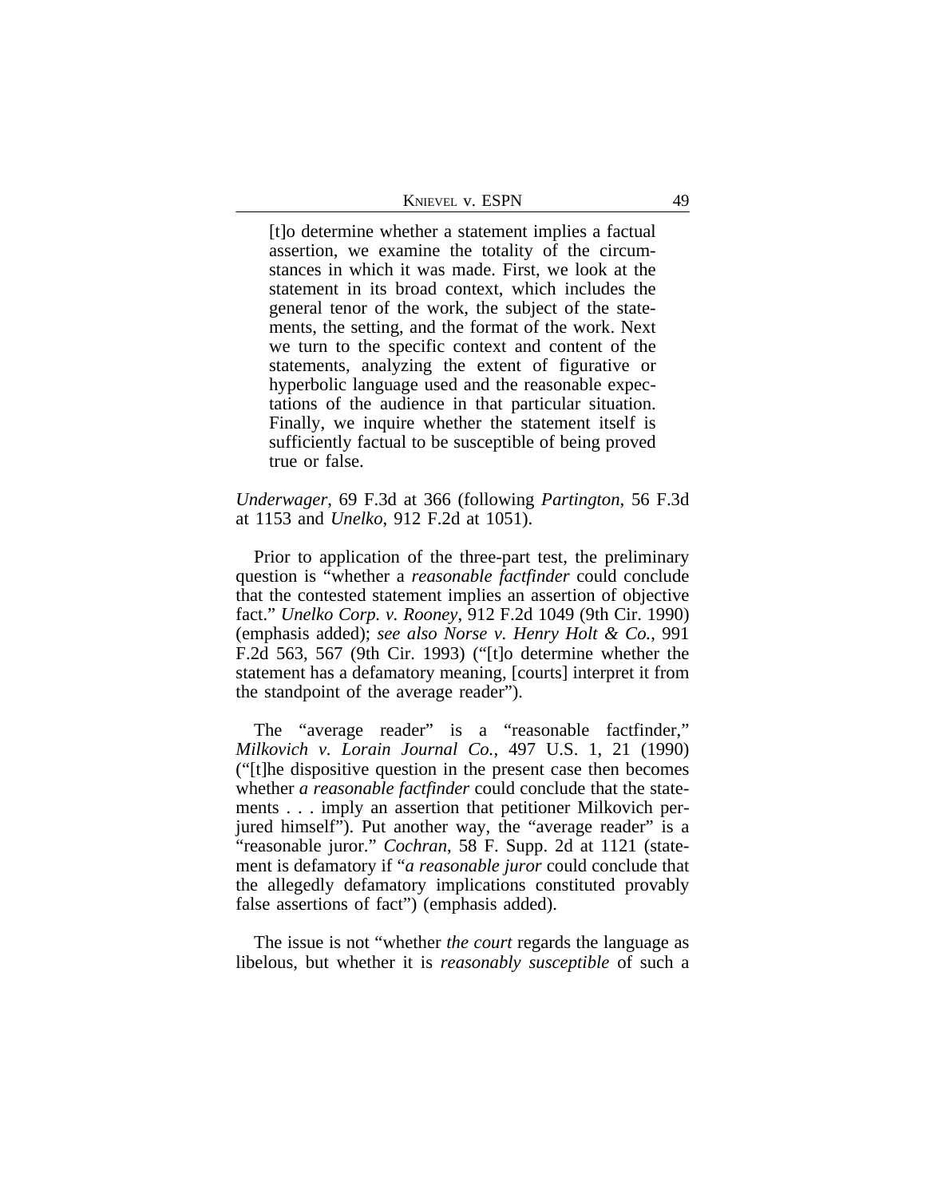> [t]o determine whether a statement implies a factual assertion, we examine the totality of the circumstances in which it was made. First, we look at the statement in its broad context, which includes the general tenor of the work, the subject of the statements, the setting, and the format of the work. Next we turn to the specific context and content of the statements, analyzing the extent of figurative or hyperbolic language used and the reasonable expectations of the audience in that particular situation. Finally, we inquire whether the statement itself is sufficiently factual to be susceptible of being proved true or false.

*Underwager*, 69 F.3d at 366 (following *Partington*, 56 F.3d at 1153 and *Unelko*, 912 F.2d at 1051).

Prior to application of the three-part test, the preliminary question is "whether a *reasonable factfinder* could conclude that the contested statement implies an assertion of objective fact." *Unelko Corp. v. Rooney*, 912 F.2d 1049 (9th Cir. 1990) (emphasis added); *see also Norse v. Henry Holt & Co.*, 991 F.2d 563, 567 (9th Cir. 1993) ("[t]o determine whether the statement has a defamatory meaning, [courts] interpret it from the standpoint of the average reader").

The "average reader" is a "reasonable factfinder," *Milkovich v. Lorain Journal Co.*, 497 U.S. 1, 21 (1990) ("[t]he dispositive question in the present case then becomes whether *a reasonable factfinder* could conclude that the statements . . . imply an assertion that petitioner Milkovich perjured himself"). Put another way, the "average reader" is a "reasonable juror." *Cochran*, 58 F. Supp. 2d at 1121 (statement is defamatory if "*a reasonable juror* could conclude that the allegedly defamatory implications constituted provably false assertions of fact") (emphasis added).

The issue is not "whether *the court* regards the language as libelous, but whether it is *reasonably susceptible* of such a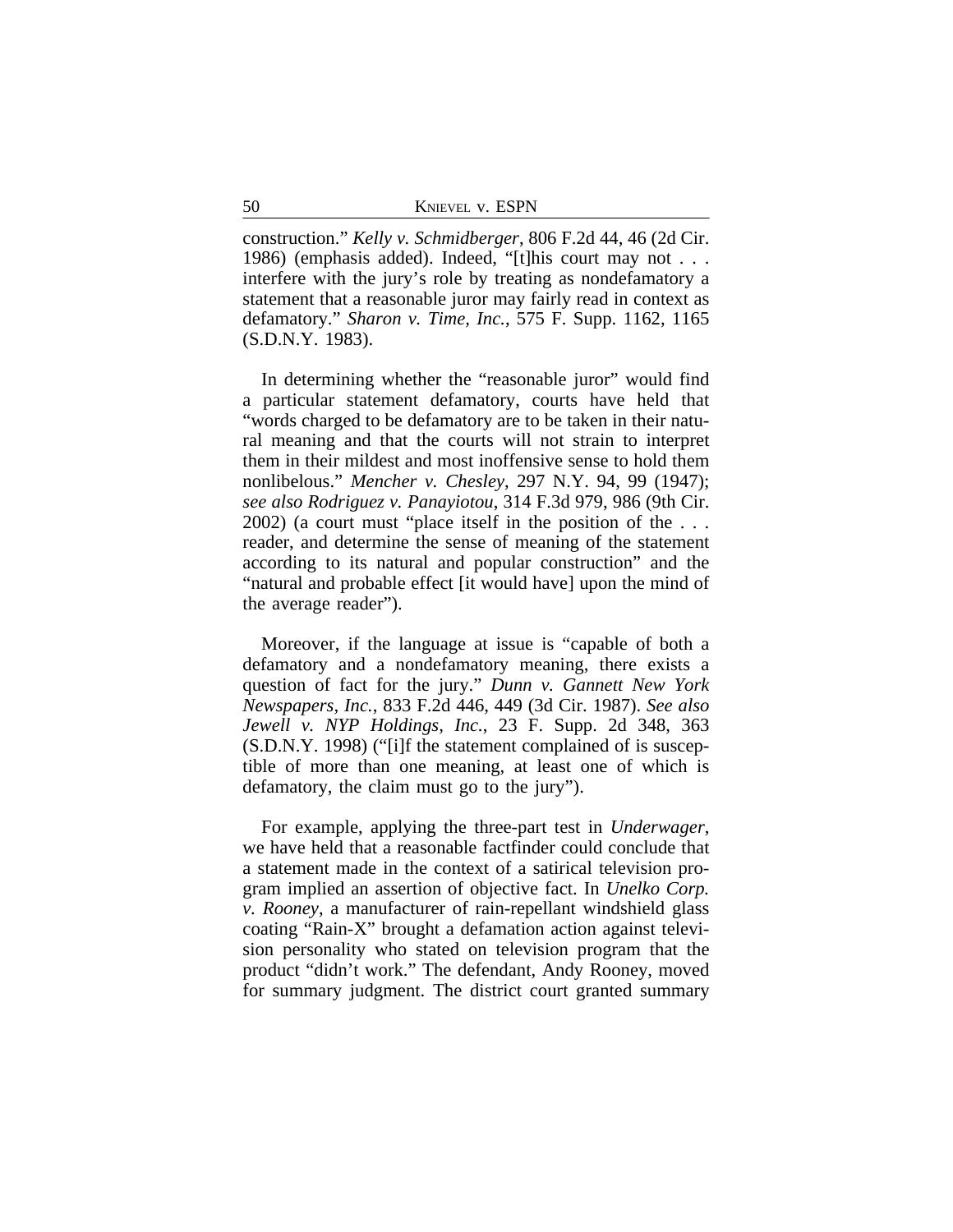construction." *Kelly v. Schmidberger*, 806 F.2d 44, 46 (2d Cir. 1986) (emphasis added). Indeed, "[t]his court may not . . . interfere with the jury's role by treating as nondefamatory a statement that a reasonable juror may fairly read in context as defamatory." *Sharon v. Time, Inc.*, 575 F. Supp. 1162, 1165 (S.D.N.Y. 1983).

In determining whether the "reasonable juror" would find a particular statement defamatory, courts have held that "words charged to be defamatory are to be taken in their natural meaning and that the courts will not strain to interpret them in their mildest and most inoffensive sense to hold them nonlibelous." *Mencher v. Chesley*, 297 N.Y. 94, 99 (1947); *see also Rodriguez v. Panayiotou*, 314 F.3d 979, 986 (9th Cir. 2002) (a court must "place itself in the position of the . . . reader, and determine the sense of meaning of the statement according to its natural and popular construction" and the "natural and probable effect [it would have] upon the mind of the average reader").

Moreover, if the language at issue is "capable of both a defamatory and a nondefamatory meaning, there exists a question of fact for the jury." *Dunn v. Gannett New York Newspapers, Inc.*, 833 F.2d 446, 449 (3d Cir. 1987). *See also Jewell v. NYP Holdings, Inc.*, 23 F. Supp. 2d 348, 363 (S.D.N.Y. 1998) ("[i]f the statement complained of is susceptible of more than one meaning, at least one of which is defamatory, the claim must go to the jury").

For example, applying the three-part test in *Underwager*, we have held that a reasonable factfinder could conclude that a statement made in the context of a satirical television program implied an assertion of objective fact. In *Unelko Corp. v. Rooney*, a manufacturer of rain-repellant windshield glass coating "Rain-X" brought a defamation action against television personality who stated on television program that the product "didn't work." The defendant, Andy Rooney, moved for summary judgment. The district court granted summary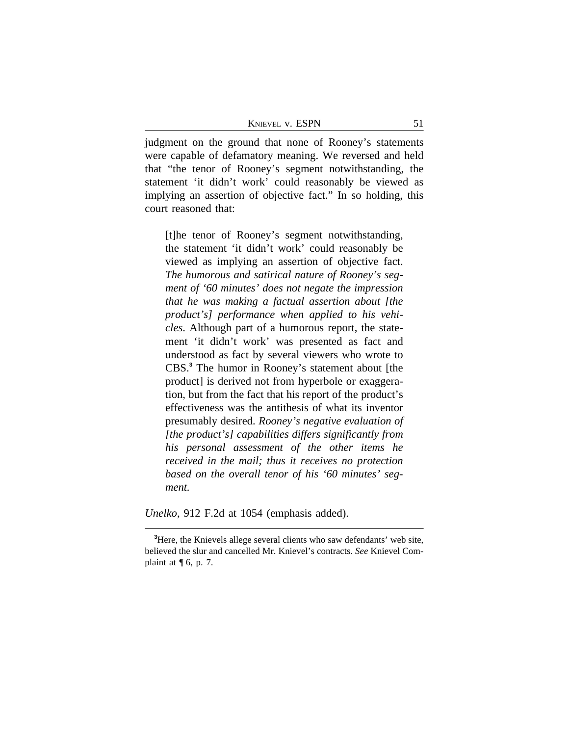judgment on the ground that none of Rooney's statements were capable of defamatory meaning. We reversed and held that "the tenor of Rooney's segment notwithstanding, the statement 'it didn't work' could reasonably be viewed as implying an assertion of objective fact." In so holding, this court reasoned that:

> [t]he tenor of Rooney's segment notwithstanding, the statement 'it didn't work' could reasonably be viewed as implying an assertion of objective fact. *The humorous and satirical nature of Rooney's segment of '60 minutes' does not negate the impression that he was making a factual assertion about [the product's] performance when applied to his vehicles*. Although part of a humorous report, the statement 'it didn't work' was presented as fact and understood as fact by several viewers who wrote to CBS.[3] The humor in Rooney's statement about [the product] is derived not from hyperbole or exaggeration, but from the fact that his report of the product's effectiveness was the antithesis of what its inventor presumably desired. *Rooney's negative evaluation of [the product's] capabilities differs significantly from his personal assessment of the other items he received in the mail; thus it receives no protection based on the overall tenor of his '60 minutes' segment.*

*Unelko*, 912 F.2d at 1054 (emphasis added).

---

[3]Here, the Knievels allege several clients who saw defendants' web site, believed the slur and cancelled Mr. Knievel's contracts. *See* Knievel Complaint at ¶ 6, p. 7.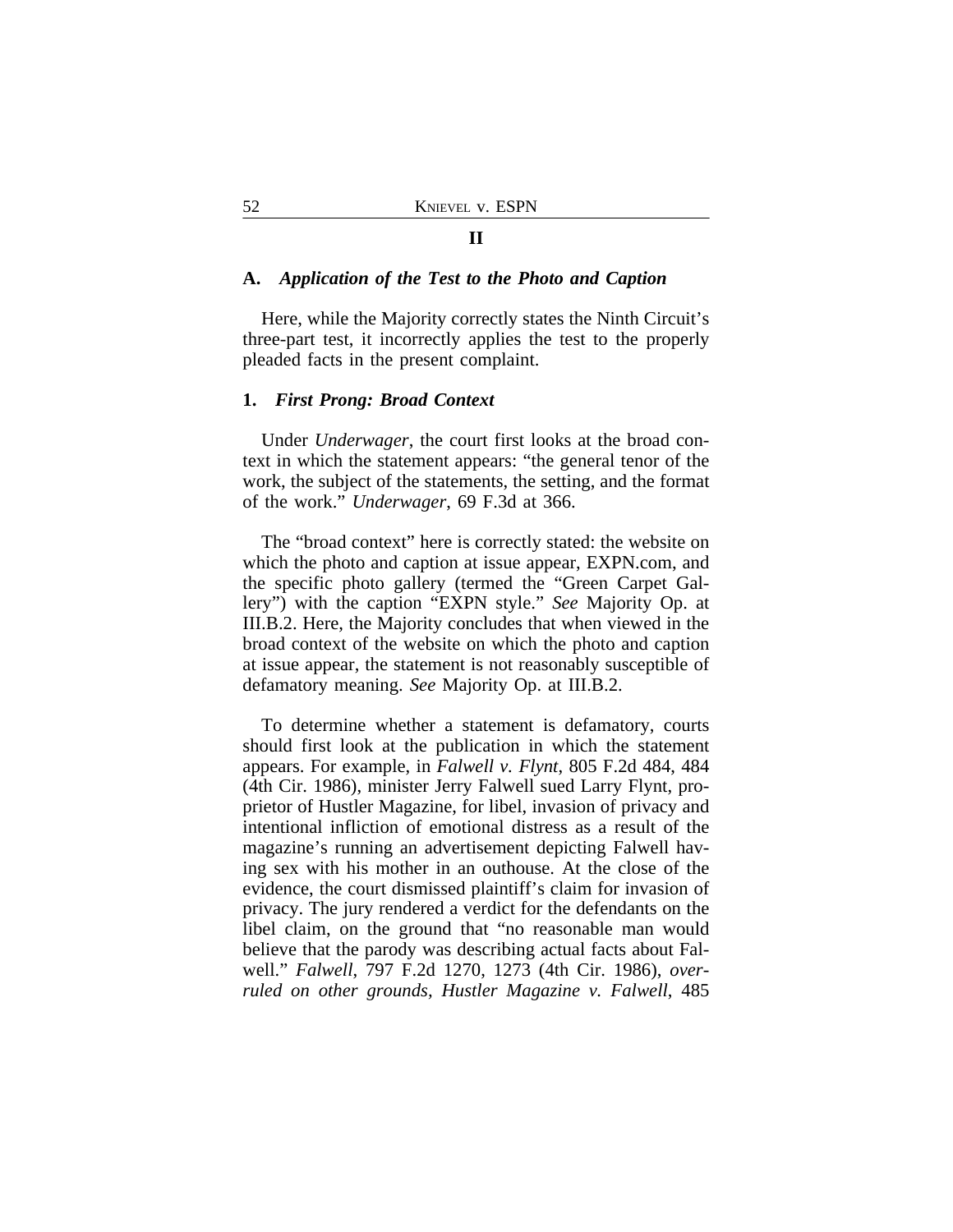## II

### A. *Application of the Test to the Photo and Caption*

Here, while the Majority correctly states the Ninth Circuit's three-part test, it incorrectly applies the test to the properly pleaded facts in the present complaint.

#### 1. *First Prong: Broad Context*

Under *Underwager*, the court first looks at the broad context in which the statement appears: "the general tenor of the work, the subject of the statements, the setting, and the format of the work." *Underwager*, 69 F.3d at 366.

The "broad context" here is correctly stated: the website on which the photo and caption at issue appear, EXPN.com, and the specific photo gallery (termed the "Green Carpet Gallery") with the caption "EXPN style." *See* Majority Op. at III.B.2. Here, the Majority concludes that when viewed in the broad context of the website on which the photo and caption at issue appear, the statement is not reasonably susceptible of defamatory meaning. *See* Majority Op. at III.B.2.

To determine whether a statement is defamatory, courts should first look at the publication in which the statement appears. For example, in *Falwell v. Flynt*, 805 F.2d 484, 484 (4th Cir. 1986), minister Jerry Falwell sued Larry Flynt, proprietor of Hustler Magazine, for libel, invasion of privacy and intentional infliction of emotional distress as a result of the magazine's running an advertisement depicting Falwell having sex with his mother in an outhouse. At the close of the evidence, the court dismissed plaintiff's claim for invasion of privacy. The jury rendered a verdict for the defendants on the libel claim, on the ground that "no reasonable man would believe that the parody was describing actual facts about Falwell." *Falwell*, 797 F.2d 1270, 1273 (4th Cir. 1986), *overruled on other grounds, Hustler Magazine v. Falwell*, 485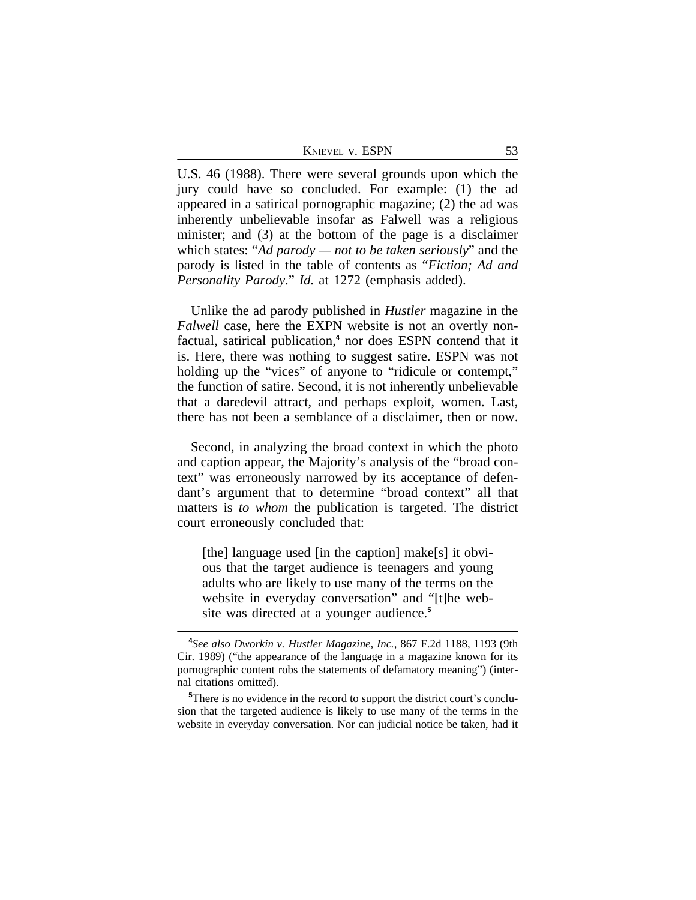U.S. 46 (1988). There were several grounds upon which the jury could have so concluded. For example: (1) the ad appeared in a satirical pornographic magazine; (2) the ad was inherently unbelievable insofar as Falwell was a religious minister; and (3) at the bottom of the page is a disclaimer which states: "*Ad parody — not to be taken seriously*" and the parody is listed in the table of contents as "*Fiction; Ad and Personality Parody*." *Id.* at 1272 (emphasis added).

Unlike the ad parody published in *Hustler* magazine in the *Falwell* case, here the EXPN website is not an overtly non-factual, satirical publication,[4] nor does ESPN contend that it is. Here, there was nothing to suggest satire. ESPN was not holding up the "vices" of anyone to "ridicule or contempt," the function of satire. Second, it is not inherently unbelievable that a daredevil attract, and perhaps exploit, women. Last, there has not been a semblance of a disclaimer, then or now.

Second, in analyzing the broad context in which the photo and caption appear, the Majority's analysis of the "broad context" was erroneously narrowed by its acceptance of defendant's argument that to determine "broad context" all that matters is *to whom* the publication is targeted. The district court erroneously concluded that:

> [the] language used [in the caption] make[s] it obvious that the target audience is teenagers and young adults who are likely to use many of the terms on the website in everyday conversation" and "[t]he website was directed at a younger audience.[5]

[4]*See also Dworkin v. Hustler Magazine, Inc.*, 867 F.2d 1188, 1193 (9th Cir. 1989) ("the appearance of the language in a magazine known for its pornographic content robs the statements of defamatory meaning") (internal citations omitted).

[5]There is no evidence in the record to support the district court's conclusion that the targeted audience is likely to use many of the terms in the website in everyday conversation. Nor can judicial notice be taken, had it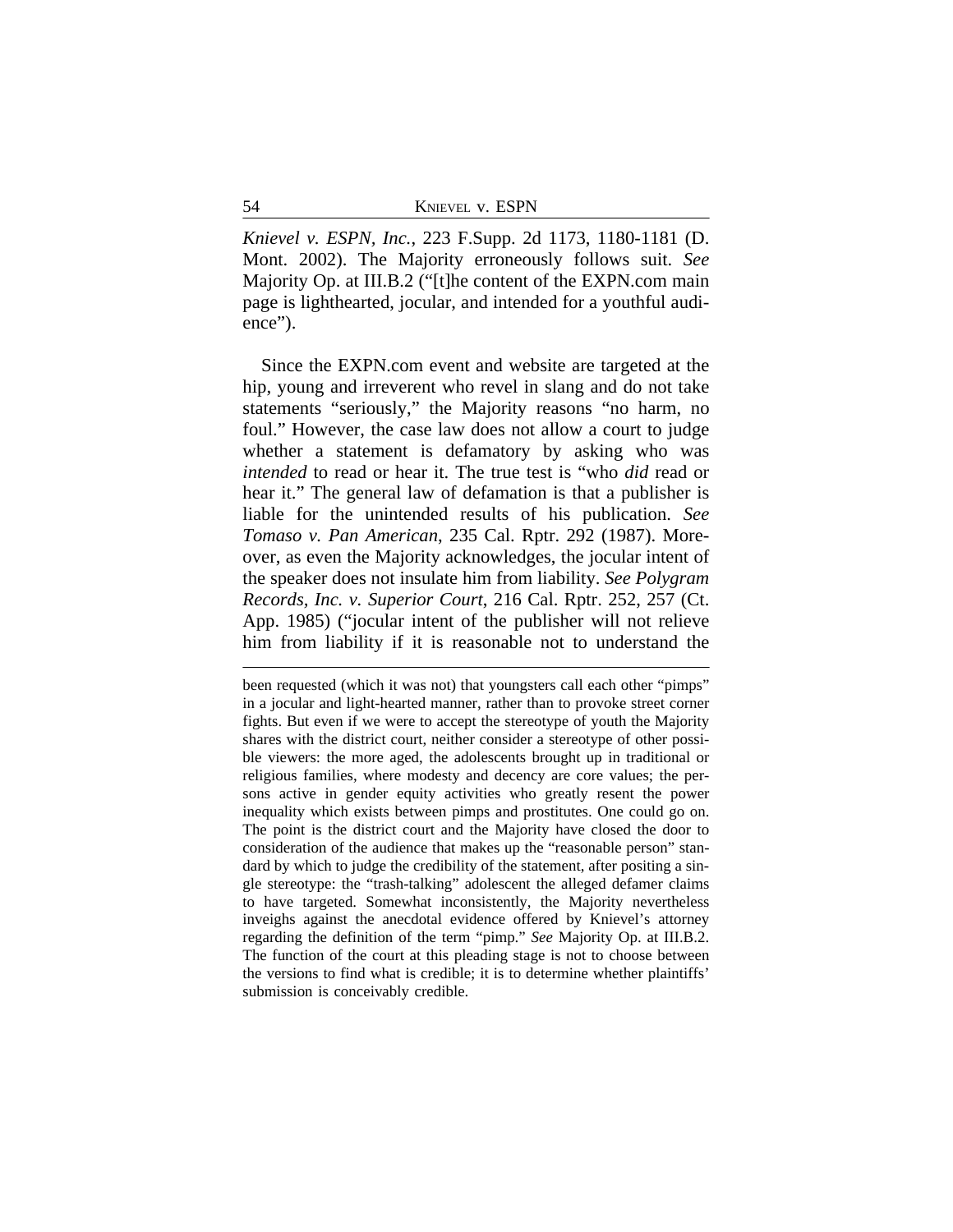*Knievel v. ESPN, Inc.*, 223 F.Supp. 2d 1173, 1180-1181 (D. Mont. 2002). The Majority erroneously follows suit. *See* Majority Op. at III.B.2 ("[t]he content of the EXPN.com main page is lighthearted, jocular, and intended for a youthful audience").

Since the EXPN.com event and website are targeted at the hip, young and irreverent who revel in slang and do not take statements "seriously," the Majority reasons "no harm, no foul." However, the case law does not allow a court to judge whether a statement is defamatory by asking who was *intended* to read or hear it. The true test is "who *did* read or hear it." The general law of defamation is that a publisher is liable for the unintended results of his publication. *See Tomaso v. Pan American*, 235 Cal. Rptr. 292 (1987). Moreover, as even the Majority acknowledges, the jocular intent of the speaker does not insulate him from liability. *See Polygram Records, Inc. v. Superior Court*, 216 Cal. Rptr. 252, 257 (Ct. App. 1985) ("jocular intent of the publisher will not relieve him from liability if it is reasonable not to understand the

---

been requested (which it was not) that youngsters call each other "pimps" in a jocular and light-hearted manner, rather than to provoke street corner fights. But even if we were to accept the stereotype of youth the Majority shares with the district court, neither consider a stereotype of other possible viewers: the more aged, the adolescents brought up in traditional or religious families, where modesty and decency are core values; the persons active in gender equity activities who greatly resent the power inequality which exists between pimps and prostitutes. One could go on. The point is the district court and the Majority have closed the door to consideration of the audience that makes up the "reasonable person" standard by which to judge the credibility of the statement, after positing a single stereotype: the "trash-talking" adolescent the alleged defamer claims to have targeted. Somewhat inconsistently, the Majority nevertheless inveighs against the anecdotal evidence offered by Knievel's attorney regarding the definition of the term "pimp." *See* Majority Op. at III.B.2. The function of the court at this pleading stage is not to choose between the versions to find what is credible; it is to determine whether plaintiffs' submission is conceivably credible.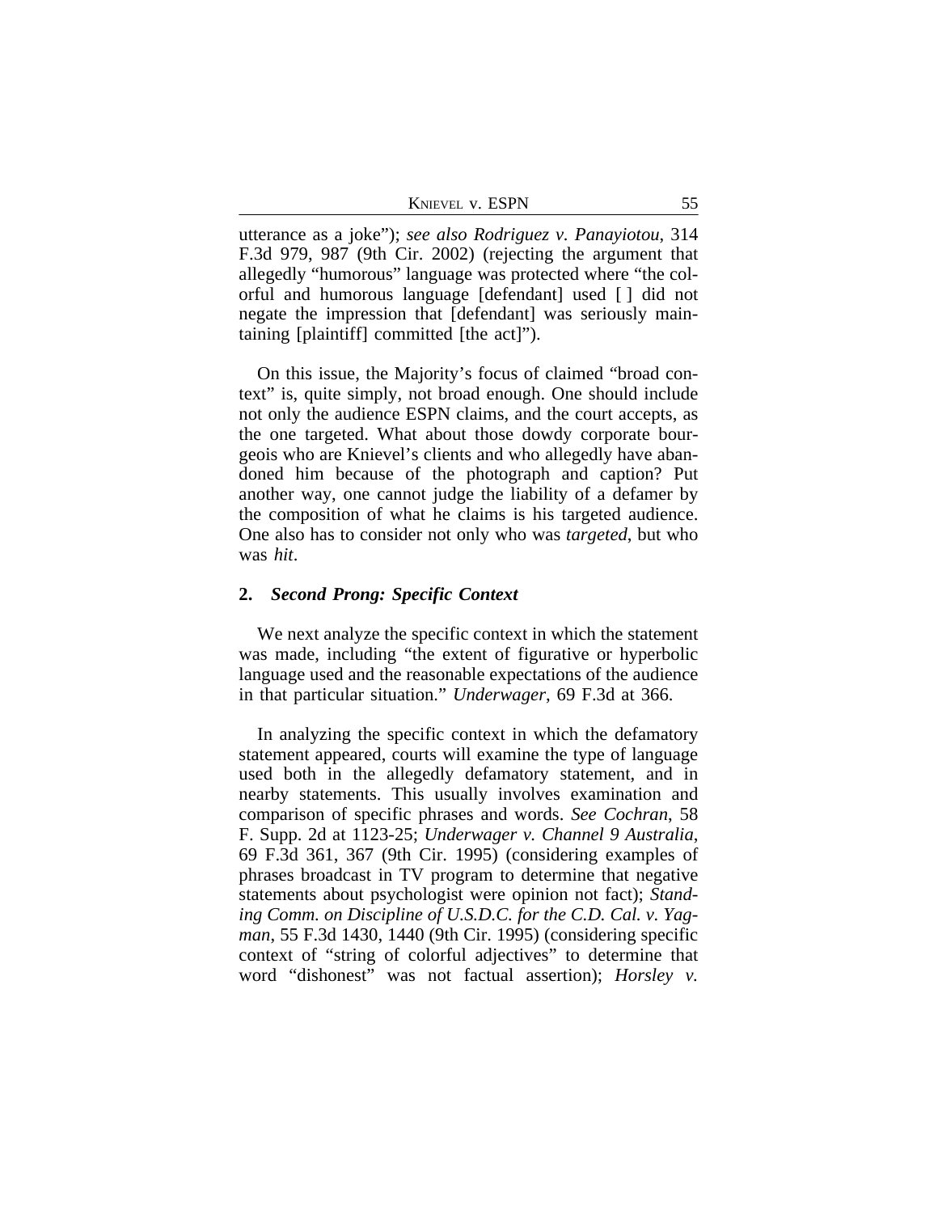utterance as a joke"); *see also Rodriguez v. Panayiotou*, 314 F.3d 979, 987 (9th Cir. 2002) (rejecting the argument that allegedly "humorous" language was protected where "the colorful and humorous language [defendant] used [ ] did not negate the impression that [defendant] was seriously maintaining [plaintiff] committed [the act]").

On this issue, the Majority's focus of claimed "broad context" is, quite simply, not broad enough. One should include not only the audience ESPN claims, and the court accepts, as the one targeted. What about those dowdy corporate bourgeois who are Knievel's clients and who allegedly have abandoned him because of the photograph and caption? Put another way, one cannot judge the liability of a defamer by the composition of what he claims is his targeted audience. One also has to consider not only who was *targeted*, but who was *hit*.

### 2. *Second Prong: Specific Context*

We next analyze the specific context in which the statement was made, including "the extent of figurative or hyperbolic language used and the reasonable expectations of the audience in that particular situation." *Underwager*, 69 F.3d at 366.

In analyzing the specific context in which the defamatory statement appeared, courts will examine the type of language used both in the allegedly defamatory statement, and in nearby statements. This usually involves examination and comparison of specific phrases and words. *See Cochran*, 58 F. Supp. 2d at 1123-25; *Underwager v. Channel 9 Australia*, 69 F.3d 361, 367 (9th Cir. 1995) (considering examples of phrases broadcast in TV program to determine that negative statements about psychologist were opinion not fact); *Standing Comm. on Discipline of U.S.D.C. for the C.D. Cal. v. Yagman*, 55 F.3d 1430, 1440 (9th Cir. 1995) (considering specific context of "string of colorful adjectives" to determine that word "dishonest" was not factual assertion); *Horsley v.*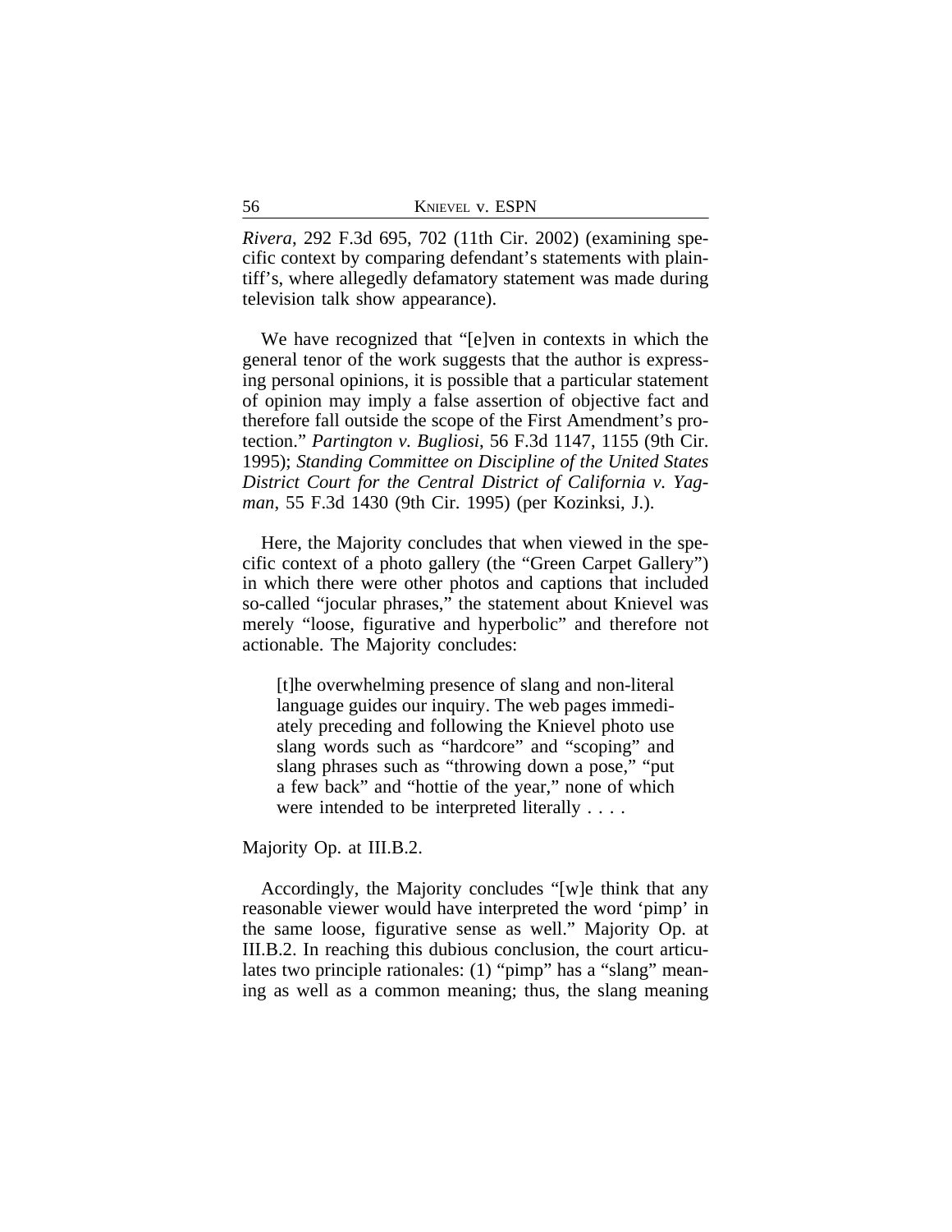*Rivera*, 292 F.3d 695, 702 (11th Cir. 2002) (examining specific context by comparing defendant's statements with plaintiff's, where allegedly defamatory statement was made during television talk show appearance).

We have recognized that "[e]ven in contexts in which the general tenor of the work suggests that the author is expressing personal opinions, it is possible that a particular statement of opinion may imply a false assertion of objective fact and therefore fall outside the scope of the First Amendment's protection." *Partington v. Bugliosi*, 56 F.3d 1147, 1155 (9th Cir. 1995); *Standing Committee on Discipline of the United States District Court for the Central District of California v. Yagman*, 55 F.3d 1430 (9th Cir. 1995) (per Kozinksi, J.).

Here, the Majority concludes that when viewed in the specific context of a photo gallery (the "Green Carpet Gallery") in which there were other photos and captions that included so-called "jocular phrases," the statement about Knievel was merely "loose, figurative and hyperbolic" and therefore not actionable. The Majority concludes:

> [t]he overwhelming presence of slang and non-literal language guides our inquiry. The web pages immediately preceding and following the Knievel photo use slang words such as "hardcore" and "scoping" and slang phrases such as "throwing down a pose," "put a few back" and "hottie of the year," none of which were intended to be interpreted literally . . . .

Majority Op. at III.B.2.

Accordingly, the Majority concludes "[w]e think that any reasonable viewer would have interpreted the word 'pimp' in the same loose, figurative sense as well." Majority Op. at III.B.2. In reaching this dubious conclusion, the court articulates two principle rationales: (1) "pimp" has a "slang" meaning as well as a common meaning; thus, the slang meaning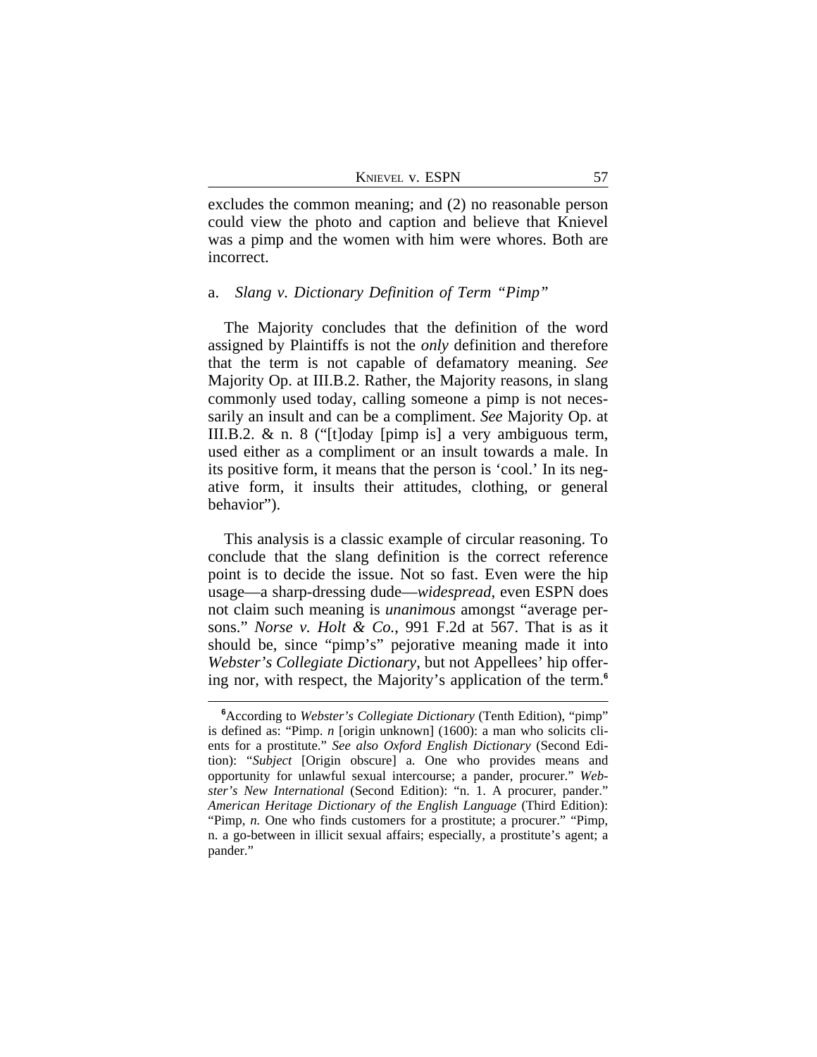excludes the common meaning; and (2) no reasonable person could view the photo and caption and believe that Knievel was a pimp and the women with him were whores. Both are incorrect.

a. *Slang v. Dictionary Definition of Term "Pimp"*

The Majority concludes that the definition of the word assigned by Plaintiffs is not the *only* definition and therefore that the term is not capable of defamatory meaning. *See* Majority Op. at III.B.2. Rather, the Majority reasons, in slang commonly used today, calling someone a pimp is not necessarily an insult and can be a compliment. *See* Majority Op. at III.B.2. & n. 8 ("[t]oday [pimp is] a very ambiguous term, used either as a compliment or an insult towards a male. In its positive form, it means that the person is 'cool.' In its negative form, it insults their attitudes, clothing, or general behavior").

This analysis is a classic example of circular reasoning. To conclude that the slang definition is the correct reference point is to decide the issue. Not so fast. Even were the hip usage—a sharp-dressing dude—*widespread*, even ESPN does not claim such meaning is *unanimous* amongst "average persons." *Norse v. Holt & Co.*, 991 F.2d at 567. That is as it should be, since "pimp's" pejorative meaning made it into *Webster's Collegiate Dictionary*, but not Appellees' hip offering nor, with respect, the Majority's application of the term.[6]

[6]According to *Webster's Collegiate Dictionary* (Tenth Edition), "pimp" is defined as: "Pimp. *n* [origin unknown] (1600): a man who solicits clients for a prostitute." *See also Oxford English Dictionary* (Second Edition): "*Subject* [Origin obscure] a. One who provides means and opportunity for unlawful sexual intercourse; a pander, procurer." *Webster's New International* (Second Edition): "n. 1. A procurer, pander." *American Heritage Dictionary of the English Language* (Third Edition): "Pimp, *n.* One who finds customers for a prostitute; a procurer." "Pimp, n. a go-between in illicit sexual affairs; especially, a prostitute's agent; a pander."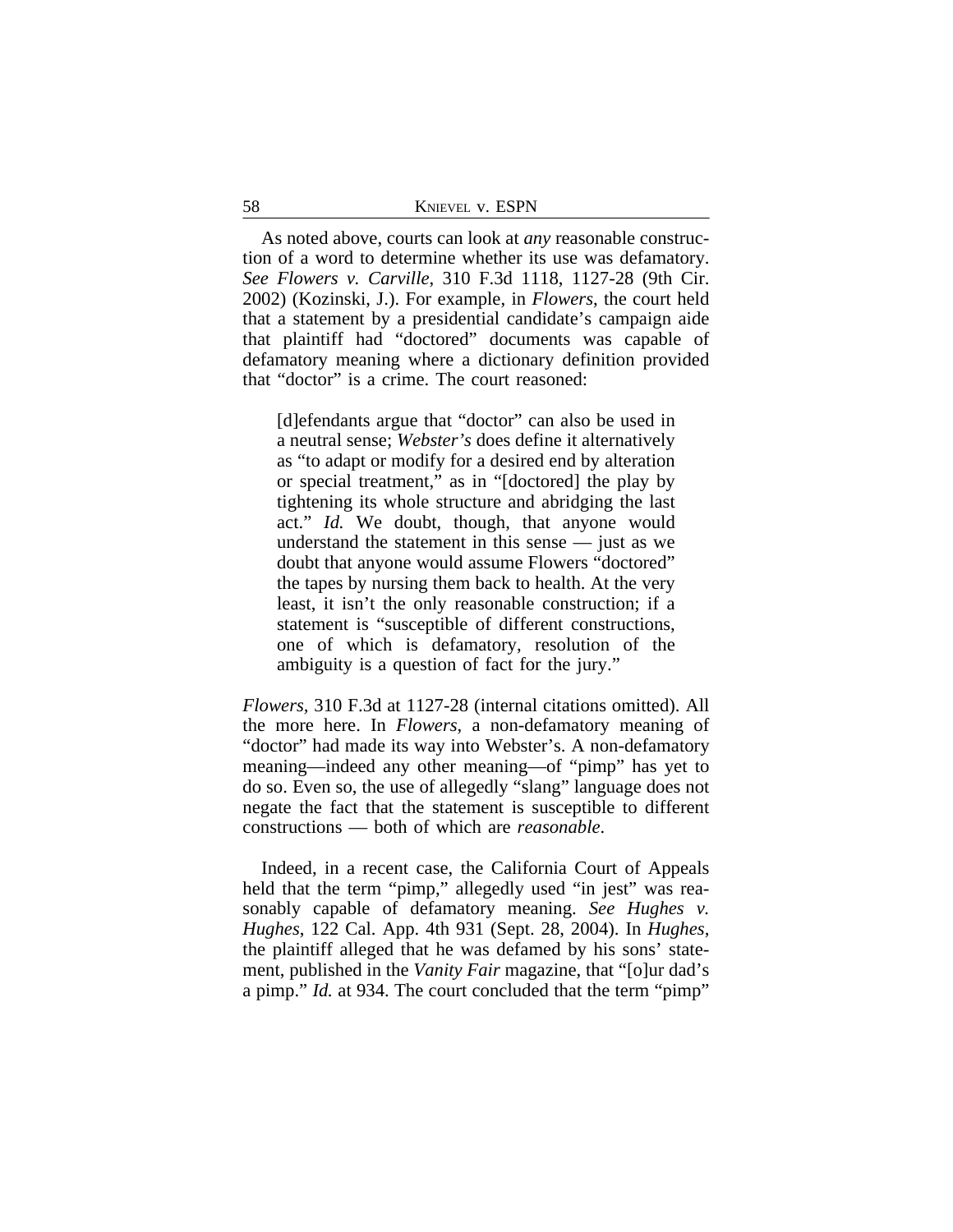As noted above, courts can look at *any* reasonable construction of a word to determine whether its use was defamatory. *See Flowers v. Carville*, 310 F.3d 1118, 1127-28 (9th Cir. 2002) (Kozinski, J.). For example, in *Flowers*, the court held that a statement by a presidential candidate's campaign aide that plaintiff had "doctored" documents was capable of defamatory meaning where a dictionary definition provided that "doctor" is a crime. The court reasoned:

> [d]efendants argue that "doctor" can also be used in a neutral sense; *Webster's* does define it alternatively as "to adapt or modify for a desired end by alteration or special treatment," as in "[doctored] the play by tightening its whole structure and abridging the last act." *Id.* We doubt, though, that anyone would understand the statement in this sense — just as we doubt that anyone would assume Flowers "doctored" the tapes by nursing them back to health. At the very least, it isn't the only reasonable construction; if a statement is "susceptible of different constructions, one of which is defamatory, resolution of the ambiguity is a question of fact for the jury."

*Flowers*, 310 F.3d at 1127-28 (internal citations omitted). All the more here. In *Flowers*, a non-defamatory meaning of "doctor" had made its way into Webster's. A non-defamatory meaning—indeed any other meaning—of "pimp" has yet to do so. Even so, the use of allegedly "slang" language does not negate the fact that the statement is susceptible to different constructions — both of which are *reasonable*.

Indeed, in a recent case, the California Court of Appeals held that the term "pimp," allegedly used "in jest" was reasonably capable of defamatory meaning. *See Hughes v. Hughes*, 122 Cal. App. 4th 931 (Sept. 28, 2004). In *Hughes*, the plaintiff alleged that he was defamed by his sons' statement, published in the *Vanity Fair* magazine, that "[o]ur dad's a pimp." *Id.* at 934. The court concluded that the term "pimp"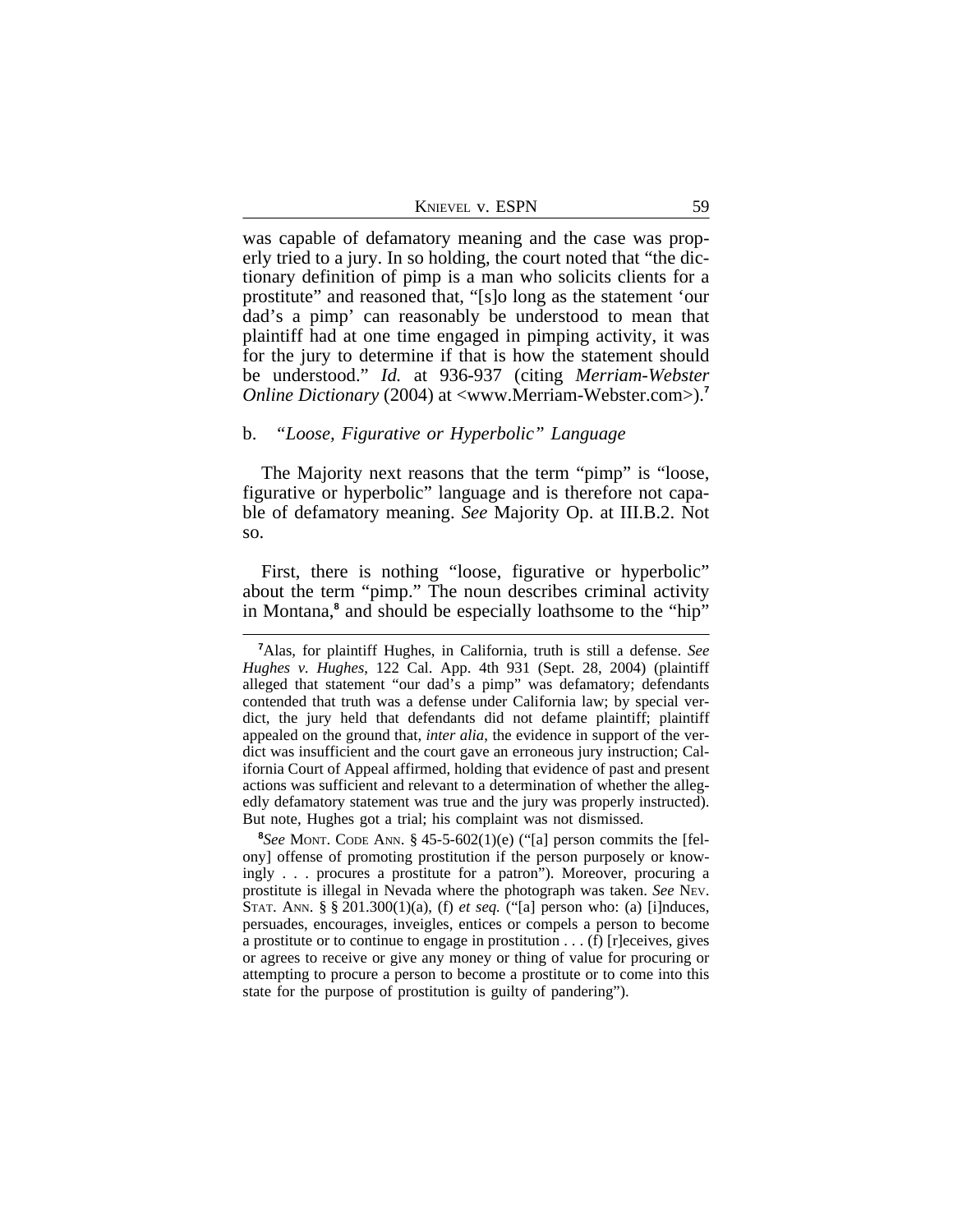was capable of defamatory meaning and the case was properly tried to a jury. In so holding, the court noted that "the dictionary definition of pimp is a man who solicits clients for a prostitute" and reasoned that, "[s]o long as the statement 'our dad's a pimp' can reasonably be understood to mean that plaintiff had at one time engaged in pimping activity, it was for the jury to determine if that is how the statement should be understood." *Id.* at 936-937 (citing *Merriam-Webster Online Dictionary* (2004) at <www.Merriam-Webster.com>).[7]

b. *"Loose, Figurative or Hyperbolic" Language*

The Majority next reasons that the term "pimp" is "loose, figurative or hyperbolic" language and is therefore not capable of defamatory meaning. *See* Majority Op. at III.B.2. Not so.

First, there is nothing "loose, figurative or hyperbolic" about the term "pimp." The noun describes criminal activity in Montana,[8] and should be especially loathsome to the "hip"

---

[7]Alas, for plaintiff Hughes, in California, truth is still a defense. *See Hughes v. Hughes*, 122 Cal. App. 4th 931 (Sept. 28, 2004) (plaintiff alleged that statement "our dad's a pimp" was defamatory; defendants contended that truth was a defense under California law; by special verdict, the jury held that defendants did not defame plaintiff; plaintiff appealed on the ground that, *inter alia*, the evidence in support of the verdict was insufficient and the court gave an erroneous jury instruction; California Court of Appeal affirmed, holding that evidence of past and present actions was sufficient and relevant to a determination of whether the allegedly defamatory statement was true and the jury was properly instructed). But note, Hughes got a trial; his complaint was not dismissed.

[8]*See* MONT. CODE ANN. § 45-5-602(1)(e) ("[a] person commits the [felony] offense of promoting prostitution if the person purposely or knowingly . . . procures a prostitute for a patron"). Moreover, procuring a prostitute is illegal in Nevada where the photograph was taken. *See* NEV. STAT. ANN. § § 201.300(1)(a), (f) *et seq.* ("[a] person who: (a) [i]nduces, persuades, encourages, inveigles, entices or compels a person to become a prostitute or to continue to engage in prostitution . . . (f) [r]eceives, gives or agrees to receive or give any money or thing of value for procuring or attempting to procure a person to become a prostitute or to come into this state for the purpose of prostitution is guilty of pandering").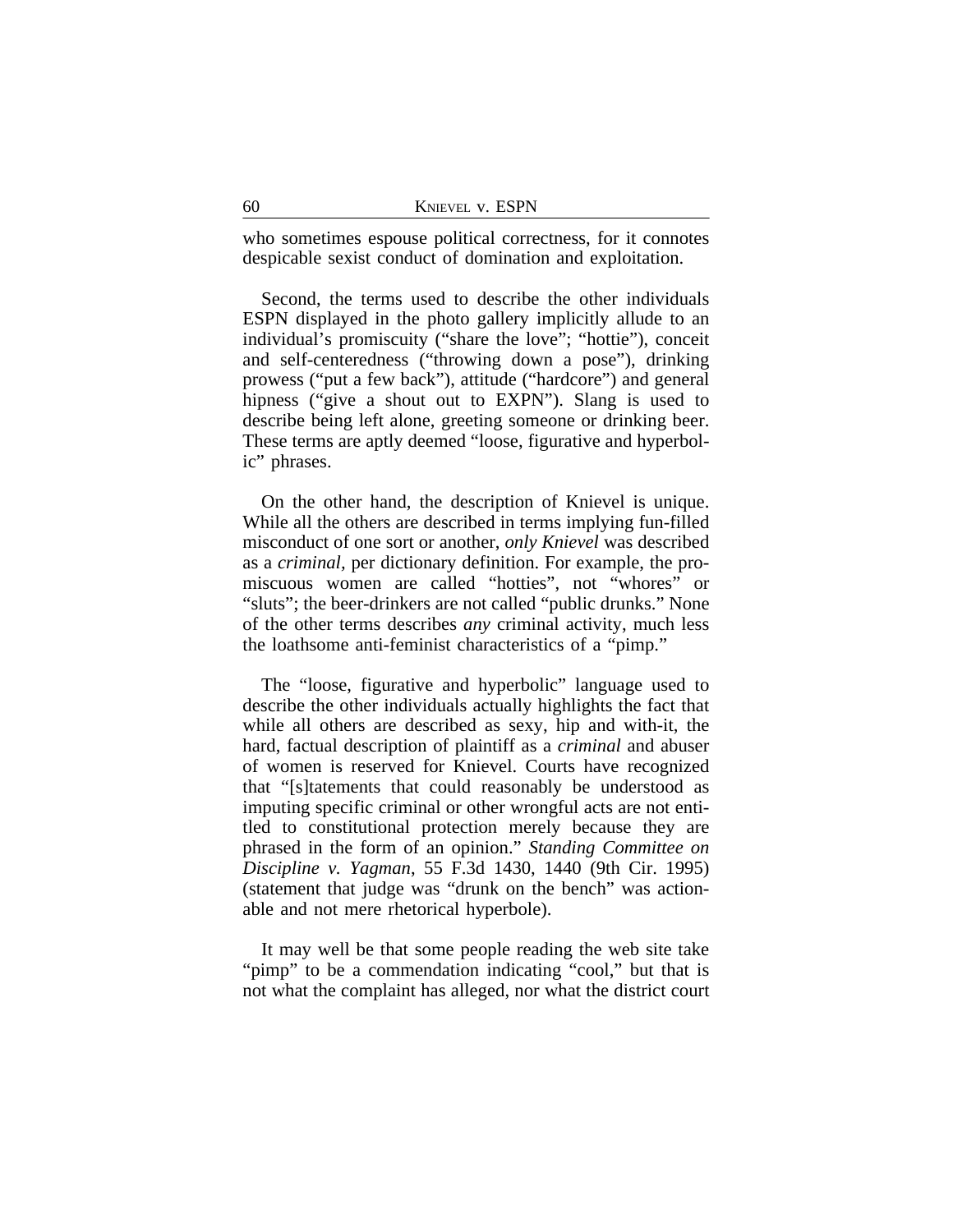who sometimes espouse political correctness, for it connotes despicable sexist conduct of domination and exploitation.

Second, the terms used to describe the other individuals ESPN displayed in the photo gallery implicitly allude to an individual's promiscuity ("share the love"; "hottie"), conceit and self-centeredness ("throwing down a pose"), drinking prowess ("put a few back"), attitude ("hardcore") and general hipness ("give a shout out to EXPN"). Slang is used to describe being left alone, greeting someone or drinking beer. These terms are aptly deemed "loose, figurative and hyperbolic" phrases.

On the other hand, the description of Knievel is unique. While all the others are described in terms implying fun-filled misconduct of one sort or another, *only Knievel* was described as a *criminal,* per dictionary definition. For example, the promiscuous women are called "hotties", not "whores" or "sluts"; the beer-drinkers are not called "public drunks." None of the other terms describes *any* criminal activity, much less the loathsome anti-feminist characteristics of a "pimp."

The "loose, figurative and hyperbolic" language used to describe the other individuals actually highlights the fact that while all others are described as sexy, hip and with-it, the hard, factual description of plaintiff as a *criminal* and abuser of women is reserved for Knievel. Courts have recognized that "[s]tatements that could reasonably be understood as imputing specific criminal or other wrongful acts are not entitled to constitutional protection merely because they are phrased in the form of an opinion." *Standing Committee on Discipline v. Yagman*, 55 F.3d 1430, 1440 (9th Cir. 1995) (statement that judge was "drunk on the bench" was actionable and not mere rhetorical hyperbole).

It may well be that some people reading the web site take "pimp" to be a commendation indicating "cool," but that is not what the complaint has alleged, nor what the district court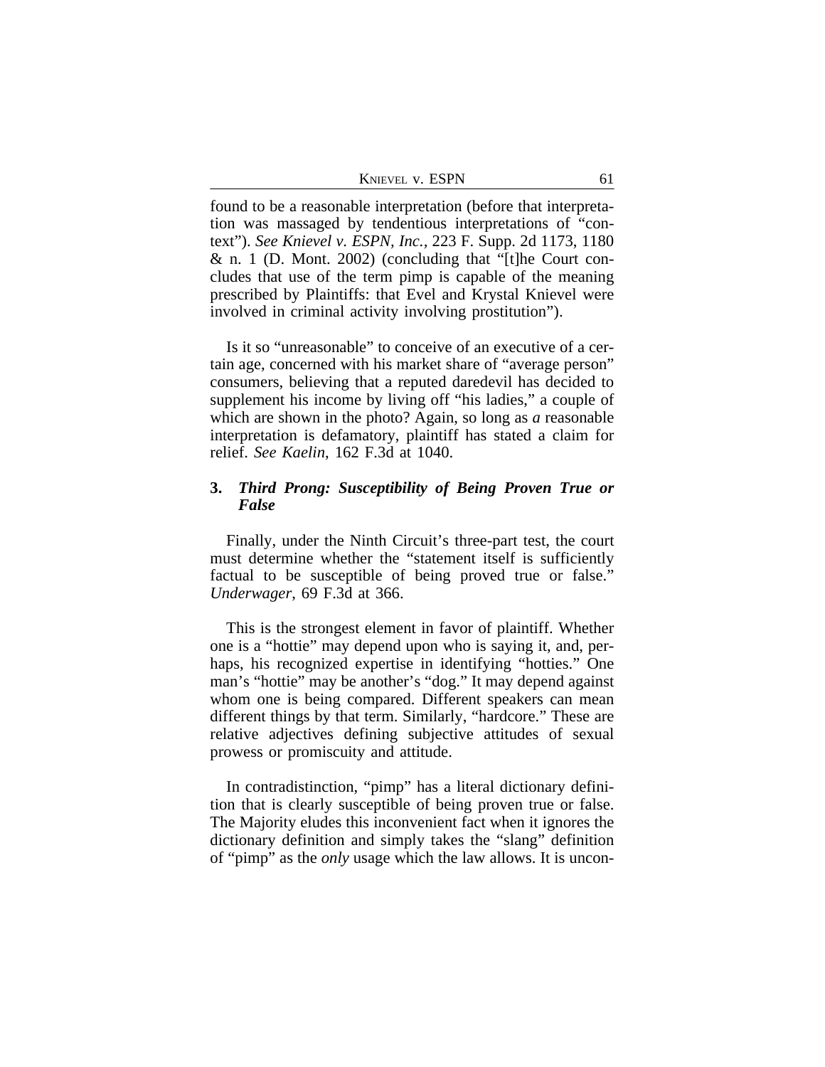found to be a reasonable interpretation (before that interpretation was massaged by tendentious interpretations of "context"). *See Knievel v. ESPN, Inc.*, 223 F. Supp. 2d 1173, 1180 & n. 1 (D. Mont. 2002) (concluding that "[t]he Court concludes that use of the term pimp is capable of the meaning prescribed by Plaintiffs: that Evel and Krystal Knievel were involved in criminal activity involving prostitution").

Is it so "unreasonable" to conceive of an executive of a certain age, concerned with his market share of "average person" consumers, believing that a reputed daredevil has decided to supplement his income by living off "his ladies," a couple of which are shown in the photo? Again, so long as *a* reasonable interpretation is defamatory, plaintiff has stated a claim for relief. *See Kaelin*, 162 F.3d at 1040.

### 3. *Third Prong: Susceptibility of Being Proven True or False*

Finally, under the Ninth Circuit's three-part test, the court must determine whether the "statement itself is sufficiently factual to be susceptible of being proved true or false." *Underwager*, 69 F.3d at 366.

This is the strongest element in favor of plaintiff. Whether one is a "hottie" may depend upon who is saying it, and, perhaps, his recognized expertise in identifying "hotties." One man's "hottie" may be another's "dog." It may depend against whom one is being compared. Different speakers can mean different things by that term. Similarly, "hardcore." These are relative adjectives defining subjective attitudes of sexual prowess or promiscuity and attitude.

In contradistinction, "pimp" has a literal dictionary definition that is clearly susceptible of being proven true or false. The Majority eludes this inconvenient fact when it ignores the dictionary definition and simply takes the "slang" definition of "pimp" as the *only* usage which the law allows. It is uncon-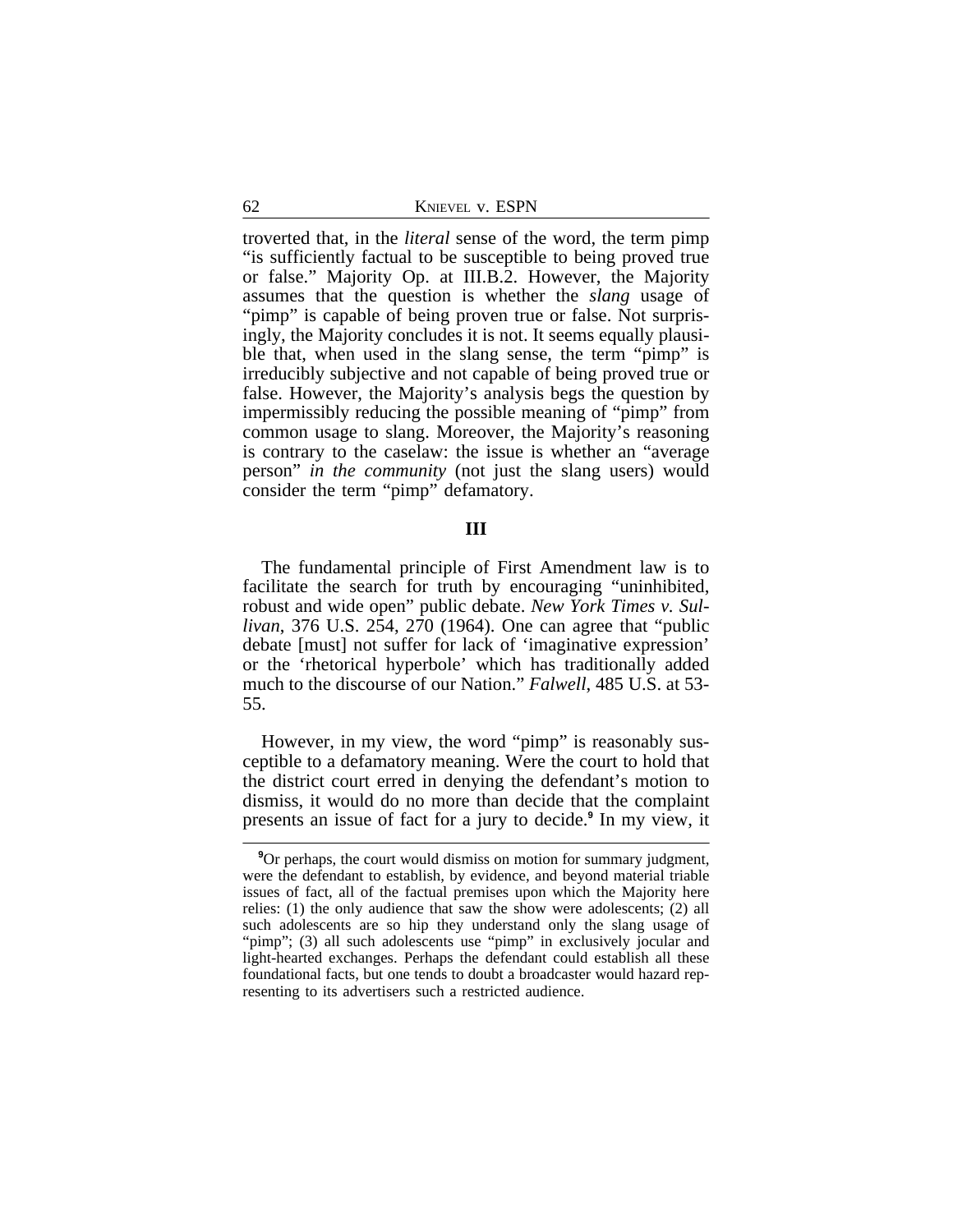troverted that, in the *literal* sense of the word, the term pimp "is sufficiently factual to be susceptible to being proved true or false." Majority Op. at III.B.2. However, the Majority assumes that the question is whether the *slang* usage of "pimp" is capable of being proven true or false. Not surprisingly, the Majority concludes it is not. It seems equally plausible that, when used in the slang sense, the term "pimp" is irreducibly subjective and not capable of being proved true or false. However, the Majority's analysis begs the question by impermissibly reducing the possible meaning of "pimp" from common usage to slang. Moreover, the Majority's reasoning is contrary to the caselaw: the issue is whether an "average person" *in the community* (not just the slang users) would consider the term "pimp" defamatory.

### III

The fundamental principle of First Amendment law is to facilitate the search for truth by encouraging "uninhibited, robust and wide open" public debate. *New York Times v. Sullivan*, 376 U.S. 254, 270 (1964). One can agree that "public debate [must] not suffer for lack of 'imaginative expression' or the 'rhetorical hyperbole' which has traditionally added much to the discourse of our Nation." *Falwell*, 485 U.S. at 53-55.

However, in my view, the word "pimp" is reasonably susceptible to a defamatory meaning. Were the court to hold that the district court erred in denying the defendant's motion to dismiss, it would do no more than decide that the complaint presents an issue of fact for a jury to decide.[9] In my view, it

---

[9]Or perhaps, the court would dismiss on motion for summary judgment, were the defendant to establish, by evidence, and beyond material triable issues of fact, all of the factual premises upon which the Majority here relies: (1) the only audience that saw the show were adolescents; (2) all such adolescents are so hip they understand only the slang usage of "pimp"; (3) all such adolescents use "pimp" in exclusively jocular and light-hearted exchanges. Perhaps the defendant could establish all these foundational facts, but one tends to doubt a broadcaster would hazard representing to its advertisers such a restricted audience.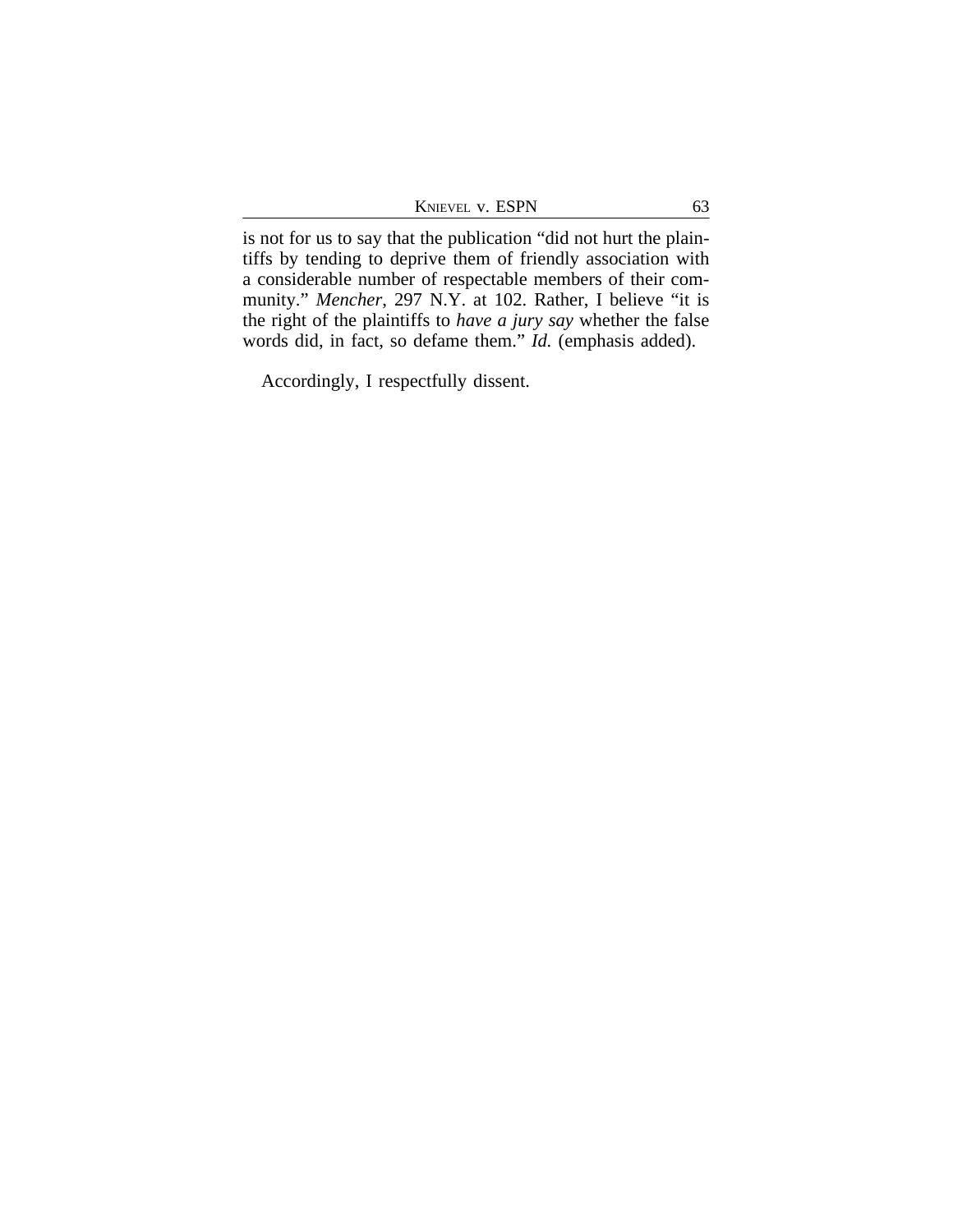is not for us to say that the publication "did not hurt the plaintiffs by tending to deprive them of friendly association with a considerable number of respectable members of their community." *Mencher*, 297 N.Y. at 102. Rather, I believe "it is the right of the plaintiffs to *have a jury say* whether the false words did, in fact, so defame them." *Id.* (emphasis added).

Accordingly, I respectfully dissent.